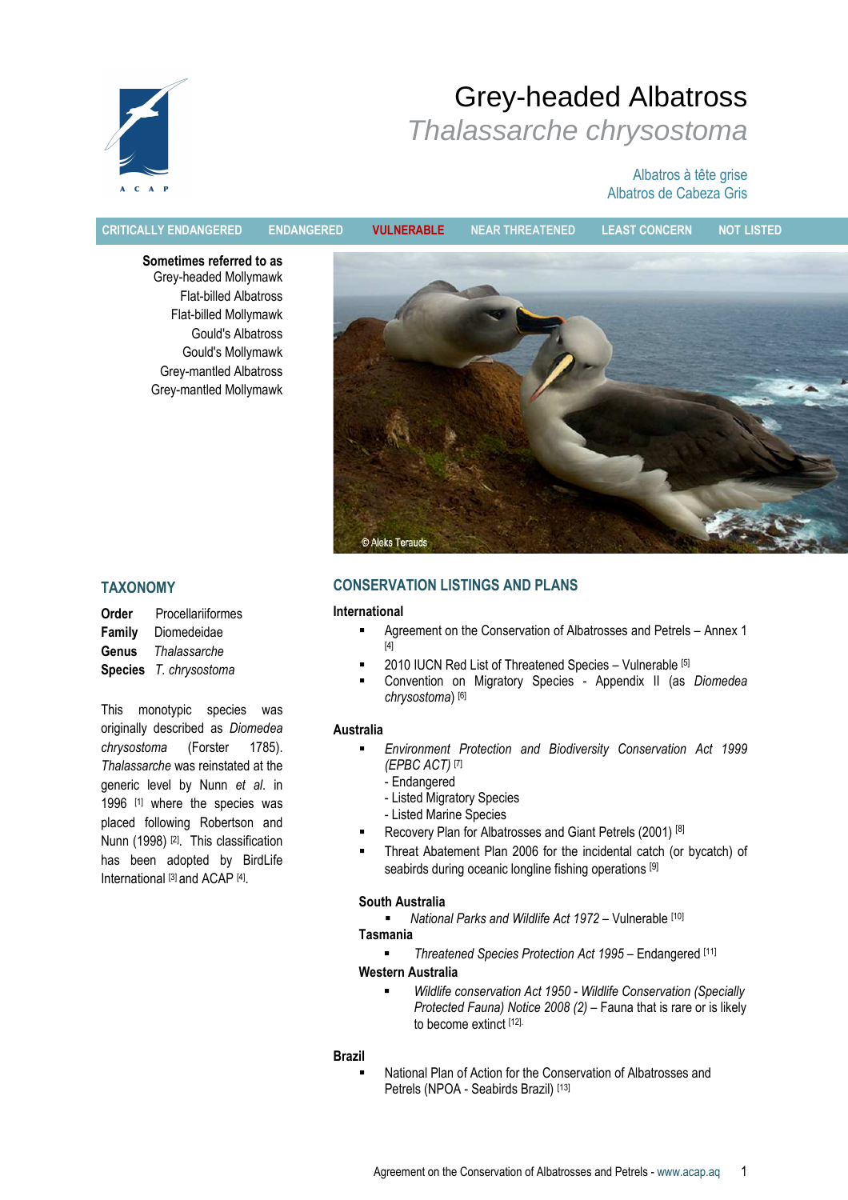# Grey-headed Albatross

## *Thalassarche chrysostoma*

Albatros à tête grise
Albatros de Cabeza Gris

CRITICALLY ENDANGERED | ENDANGERED | **VULNERABLE** | NEAR THREATENED | LEAST CONCERN | NOT LISTED

**Sometimes referred to as**
Grey-headed Mollymawk
Flat-billed Albatross
Flat-billed Mollymawk
Gould's Albatross
Gould's Mollymawk
Grey-mantled Albatross
Grey-mantled Mollymawk

© Aleks Terauds

## TAXONOMY

**Order** Procellariiformes
**Family** Diomedeidae
**Genus** *Thalassarche*
**Species** *T. chrysostoma*

This monotypic species was originally described as *Diomedea chrysostoma* (Forster 1785). *Thalassarche* was reinstated at the generic level by Nunn *et al.* in 1996 [1] where the species was placed following Robertson and Nunn (1998) [2]. This classification has been adopted by BirdLife International [3] and ACAP [4].

## CONSERVATION LISTINGS AND PLANS

**International**

- Agreement on the Conservation of Albatrosses and Petrels – Annex 1 [4]
- 2010 IUCN Red List of Threatened Species – Vulnerable [5]
- Convention on Migratory Species - Appendix II (as *Diomedea chrysostoma*) [6]

**Australia**

- *Environment Protection and Biodiversity Conservation Act 1999 (EPBC ACT)* [7]
  - Endangered
  - Listed Migratory Species
  - Listed Marine Species
- Recovery Plan for Albatrosses and Giant Petrels (2001) [8]
- Threat Abatement Plan 2006 for the incidental catch (or bycatch) of seabirds during oceanic longline fishing operations [9]

**South Australia**

- *National Parks and Wildlife Act 1972* – Vulnerable [10]

**Tasmania**

- *Threatened Species Protection Act 1995* – Endangered [11]

**Western Australia**

- *Wildlife conservation Act 1950 - Wildlife Conservation (Specially Protected Fauna) Notice 2008 (2)* – Fauna that is rare or is likely to become extinct [12].

**Brazil**

- National Plan of Action for the Conservation of Albatrosses and Petrels (NPOA - Seabirds Brazil) [13]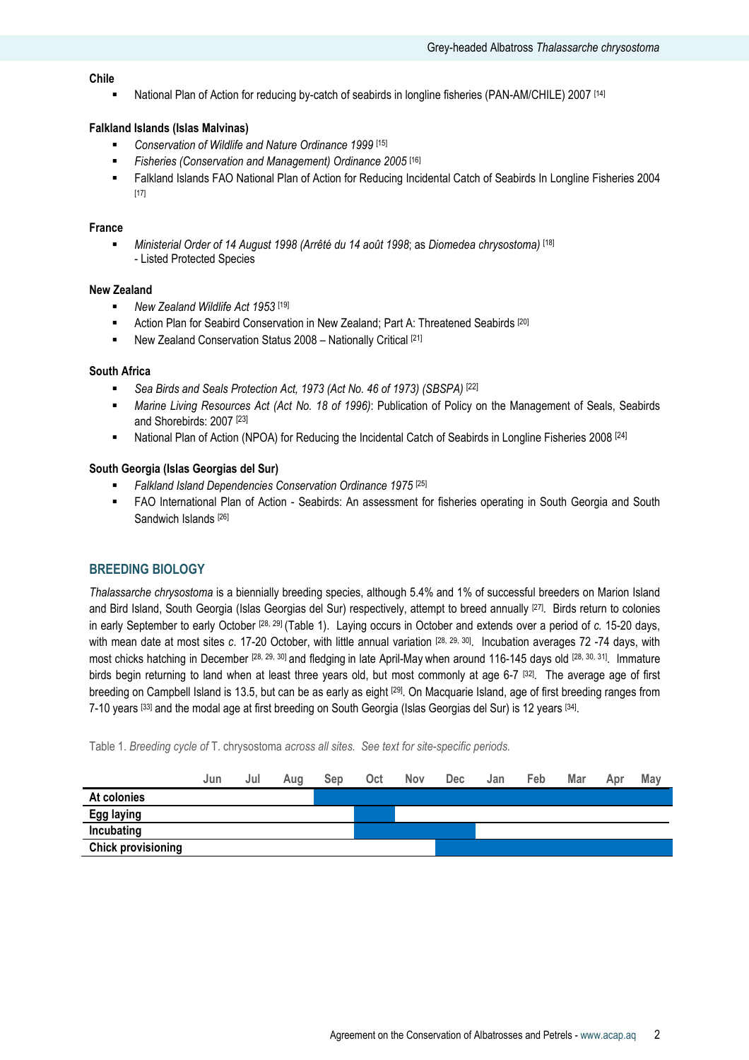**Chile**

- National Plan of Action for reducing by-catch of seabirds in longline fisheries (PAN-AM/CHILE) 2007 [14]

**Falkland Islands (Islas Malvinas)**

- *Conservation of Wildlife and Nature Ordinance 1999* [15]
- *Fisheries (Conservation and Management) Ordinance 2005* [16]
- Falkland Islands FAO National Plan of Action for Reducing Incidental Catch of Seabirds In Longline Fisheries 2004 [17]

**France**

- *Ministerial Order of 14 August 1998 (Arrêté du 14 août 1998*; as *Diomedea chrysostoma)* [18]
  - Listed Protected Species

**New Zealand**

- *New Zealand Wildlife Act 1953* [19]
- Action Plan for Seabird Conservation in New Zealand; Part A: Threatened Seabirds [20]
- New Zealand Conservation Status 2008 – Nationally Critical [21]

**South Africa**

- *Sea Birds and Seals Protection Act, 1973 (Act No. 46 of 1973) (SBSPA)* [22]
- *Marine Living Resources Act (Act No. 18 of 1996)*: Publication of Policy on the Management of Seals, Seabirds and Shorebirds: 2007 [23]
- National Plan of Action (NPOA) for Reducing the Incidental Catch of Seabirds in Longline Fisheries 2008 [24]

**South Georgia (Islas Georgias del Sur)**

- *Falkland Island Dependencies Conservation Ordinance 1975* [25]
- FAO International Plan of Action - Seabirds: An assessment for fisheries operating in South Georgia and South Sandwich Islands [26]

## BREEDING BIOLOGY

*Thalassarche chrysostoma* is a biennially breeding species, although 5.4% and 1% of successful breeders on Marion Island and Bird Island, South Georgia (Islas Georgias del Sur) respectively, attempt to breed annually [27]. Birds return to colonies in early September to early October [28, 29] (Table 1). Laying occurs in October and extends over a period of *c.* 15-20 days, with mean date at most sites *c*. 17-20 October, with little annual variation [28, 29, 30]. Incubation averages 72 -74 days, with most chicks hatching in December [28, 29, 30] and fledging in late April-May when around 116-145 days old [28, 30, 31]. Immature birds begin returning to land when at least three years old, but most commonly at age 6-7 [32]. The average age of first breeding on Campbell Island is 13.5, but can be as early as eight [29]. On Macquarie Island, age of first breeding ranges from 7-10 years [33] and the modal age at first breeding on South Georgia (Islas Georgias del Sur) is 12 years [34].

Table 1. *Breeding cycle of* T. chrysostoma *across all sites. See text for site-specific periods.*

| | Jun | Jul | Aug | Sep | Oct | Nov | Dec | Jan | Feb | Mar | Apr | May |
|---|---|---|---|---|---|---|---|---|---|---|---|---|
| **At colonies** | | | | ■ | ■ | ■ | ■ | ■ | ■ | ■ | ■ | ■ |
| **Egg laying** | | | | | ■ | | | | | | | |
| **Incubating** | | | | | ■ | ■ | ■ | | | | | |
| **Chick provisioning** | | | | | | | ■ | ■ | ■ | ■ | ■ | ■ |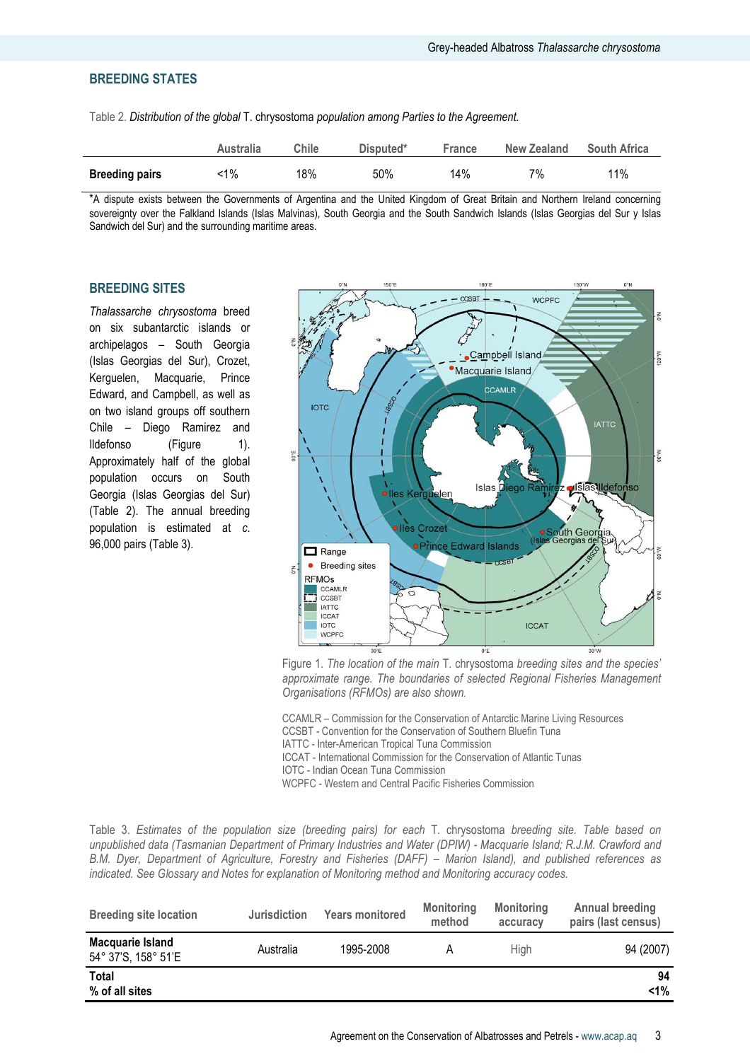## BREEDING STATES

Table 2. *Distribution of the global* T. chrysostoma *population among Parties to the Agreement.*

| | Australia | Chile | Disputed* | France | New Zealand | South Africa |
|---|---|---|---|---|---|---|
| **Breeding pairs** | <1% | 18% | 50% | 14% | 7% | 11% |

*A dispute exists between the Governments of Argentina and the United Kingdom of Great Britain and Northern Ireland concerning sovereignty over the Falkland Islands (Islas Malvinas), South Georgia and the South Sandwich Islands (Islas Georgias del Sur y Islas Sandwich del Sur) and the surrounding maritime areas.

## BREEDING SITES

*Thalassarche chrysostoma* breed on six subantarctic islands or archipelagos – South Georgia (Islas Georgias del Sur), Crozet, Kerguelen, Macquarie, Prince Edward, and Campbell, as well as on two island groups off southern Chile – Diego Ramirez and Ildefonso (Figure 1). Approximately half of the global population occurs on South Georgia (Islas Georgias del Sur) (Table 2). The annual breeding population is estimated at *c.* 96,000 pairs (Table 3).

Figure 1. *The location of the main* T. chrysostoma *breeding sites and the species' approximate range. The boundaries of selected Regional Fisheries Management Organisations (RFMOs) are also shown.*

CCAMLR – Commission for the Conservation of Antarctic Marine Living Resources
CCSBT - Convention for the Conservation of Southern Bluefin Tuna
IATTC - Inter-American Tropical Tuna Commission
ICCAT - International Commission for the Conservation of Atlantic Tunas
IOTC - Indian Ocean Tuna Commission
WCPFC - Western and Central Pacific Fisheries Commission

Table 3. *Estimates of the population size (breeding pairs) for each* T. chrysostoma *breeding site. Table based on unpublished data (Tasmanian Department of Primary Industries and Water (DPIW) - Macquarie Island; R.J.M. Crawford and B.M. Dyer, Department of Agriculture, Forestry and Fisheries (DAFF) – Marion Island), and published references as indicated. See Glossary and Notes for explanation of Monitoring method and Monitoring accuracy codes.*

| Breeding site location | Jurisdiction | Years monitored | Monitoring method | Monitoring accuracy | Annual breeding pairs (last census) |
|---|---|---|---|---|---|
| **Macquarie Island**<br>54° 37'S, 158° 51'E | Australia | 1995-2008 | A | High | 94 (2007) |
| **Total**<br>**% of all sites** | | | | | **94**<br>**<1%** |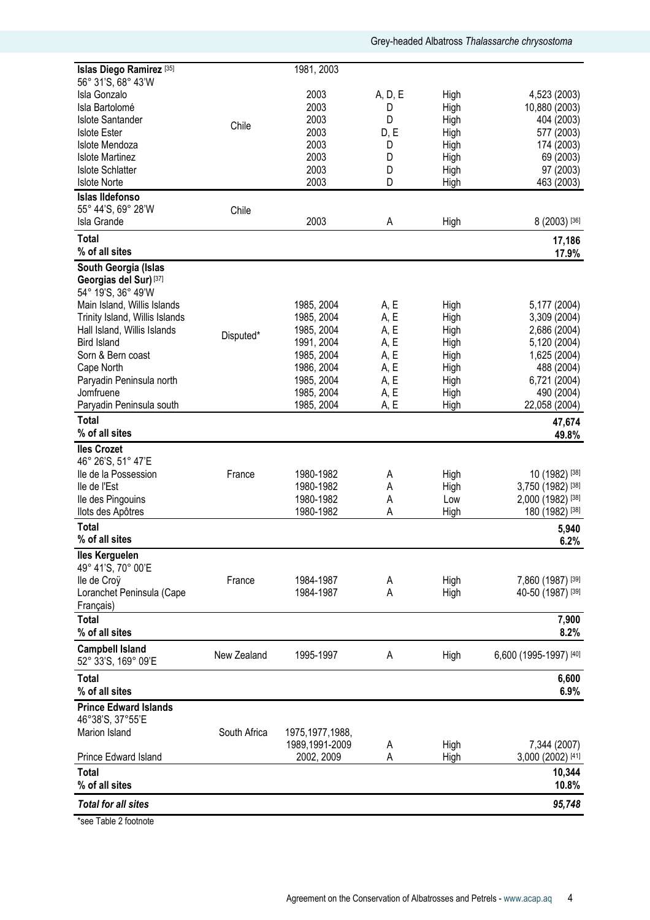| | | | | | |
|---|---|---|---|---|---|
| **Islas Diego Ramirez** [35] 56° 31'S, 68° 43'W | | 1981, 2003 | | | |
| Isla Gonzalo | Chile | 2003 | A, D, E | High | 4,523 (2003) |
| Isla Bartolomé | | 2003 | D | High | 10,880 (2003) |
| Islote Santander | | 2003 | D | High | 404 (2003) |
| Islote Ester | | 2003 | D, E | High | 577 (2003) |
| Islote Mendoza | | 2003 | D | High | 174 (2003) |
| Islote Martinez | | 2003 | D | High | 69 (2003) |
| Islote Schlatter | | 2003 | D | High | 97 (2003) |
| Islote Norte | | 2003 | D | High | 463 (2003) |
| **Islas Ildefonso** 55° 44'S, 69° 28'W | Chile | | | | |
| Isla Grande | | 2003 | A | High | 8 (2003) [36] |
| **Total** | | | | | **17,186** |
| **% of all sites** | | | | | **17.9%** |
| **South Georgia (Islas Georgias del Sur)** [37] 54° 19'S, 36° 49'W | | | | | |
| Main Island, Willis Islands | Disputed* | 1985, 2004 | A, E | High | 5,177 (2004) |
| Trinity Island, Willis Islands | | 1985, 2004 | A, E | High | 3,309 (2004) |
| Hall Island, Willis Islands | | 1985, 2004 | A, E | High | 2,686 (2004) |
| Bird Island | | 1991, 2004 | A, E | High | 5,120 (2004) |
| Sorn & Bern coast | | 1985, 2004 | A, E | High | 1,625 (2004) |
| Cape North | | 1986, 2004 | A, E | High | 488 (2004) |
| Paryadin Peninsula north | | 1985, 2004 | A, E | High | 6,721 (2004) |
| Jomfruene | | 1985, 2004 | A, E | High | 490 (2004) |
| Paryadin Peninsula south | | 1985, 2004 | A, E | High | 22,058 (2004) |
| **Total** | | | | | **47,674** |
| **% of all sites** | | | | | **49.8%** |
| **Iles Crozet** 46° 26'S, 51° 47'E | | | | | |
| Ile de la Possession | France | 1980-1982 | A | High | 10 (1982) [38] |
| Ile de l'Est | | 1980-1982 | A | High | 3,750 (1982) [38] |
| Ile des Pingouins | | 1980-1982 | A | Low | 2,000 (1982) [38] |
| Ilots des Apôtres | | 1980-1982 | A | High | 180 (1982) [38] |
| **Total** | | | | | **5,940** |
| **% of all sites** | | | | | **6.2%** |
| **Iles Kerguelen** 49° 41'S, 70° 00'E | | | | | |
| Ile de Croÿ | France | 1984-1987 | A | High | 7,860 (1987) [39] |
| Loranchet Peninsula (Cape Français) | | 1984-1987 | A | High | 40-50 (1987) [39] |
| **Total** | | | | | **7,900** |
| **% of all sites** | | | | | **8.2%** |
| **Campbell Island** 52° 33'S, 169° 09'E | New Zealand | 1995-1997 | A | High | 6,600 (1995-1997) [40] |
| **Total** | | | | | **6,600** |
| **% of all sites** | | | | | **6.9%** |
| **Prince Edward Islands** 46°38'S, 37°55'E | | | | | |
| Marion Island | South Africa | 1975,1977,1988, 1989,1991-2009 | A | High | 7,344 (2007) |
| Prince Edward Island | | 2002, 2009 | A | High | 3,000 (2002) [41] |
| **Total** | | | | | **10,344** |
| **% of all sites** | | | | | **10.8%** |
| ***Total for all sites*** | | | | | ***95,748*** |

*see Table 2 footnote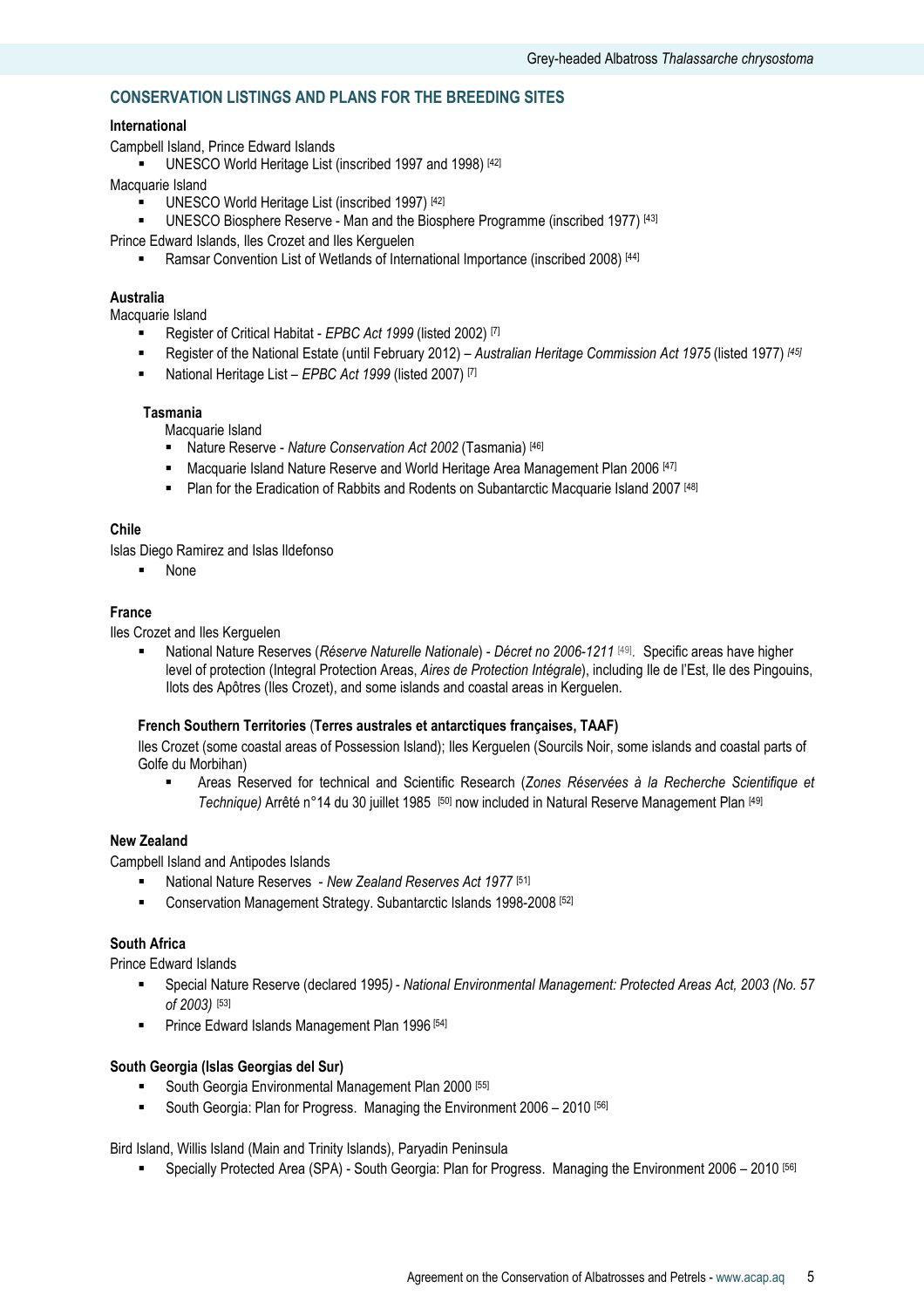## CONSERVATION LISTINGS AND PLANS FOR THE BREEDING SITES

**International**

Campbell Island, Prince Edward Islands

- UNESCO World Heritage List (inscribed 1997 and 1998) [42]

Macquarie Island

- UNESCO World Heritage List (inscribed 1997) [42]
- UNESCO Biosphere Reserve - Man and the Biosphere Programme (inscribed 1977) [43]

Prince Edward Islands, Iles Crozet and Iles Kerguelen

- Ramsar Convention List of Wetlands of International Importance (inscribed 2008) [44]

**Australia**

Macquarie Island

- Register of Critical Habitat - *EPBC Act 1999* (listed 2002) [7]
- Register of the National Estate (until February 2012) – *Australian Heritage Commission Act 1975* (listed 1977) [45]
- National Heritage List – *EPBC Act 1999* (listed 2007) [7]

**Tasmania**

Macquarie Island

- Nature Reserve - *Nature Conservation Act 2002* (Tasmania) [46]
- Macquarie Island Nature Reserve and World Heritage Area Management Plan 2006 [47]
- Plan for the Eradication of Rabbits and Rodents on Subantarctic Macquarie Island 2007 [48]

**Chile**

Islas Diego Ramirez and Islas Ildefonso

- None

**France**

Iles Crozet and Iles Kerguelen

- National Nature Reserves (*Réserve Naturelle Nationale*) - *Décret no 2006-1211* [49]. Specific areas have higher level of protection (Integral Protection Areas, *Aires de Protection Intégrale*), including Ile de l'Est, Ile des Pingouins, Ilots des Apôtres (Iles Crozet), and some islands and coastal areas in Kerguelen.

**French Southern Territories** (**Terres australes et antarctiques françaises, TAAF)**

Iles Crozet (some coastal areas of Possession Island); Iles Kerguelen (Sourcils Noir, some islands and coastal parts of Golfe du Morbihan)

- Areas Reserved for technical and Scientific Research (*Zones Réservées à la Recherche Scientifique et Technique)* Arrêté n°14 du 30 juillet 1985 [50] now included in Natural Reserve Management Plan [49]

**New Zealand**

Campbell Island and Antipodes Islands

- National Nature Reserves - *New Zealand Reserves Act 1977* [51]
- Conservation Management Strategy. Subantarctic Islands 1998-2008 [52]

**South Africa**

Prince Edward Islands

- Special Nature Reserve (declared 1995*) - National Environmental Management: Protected Areas Act, 2003 (No. 57 of 2003)* [53]
- Prince Edward Islands Management Plan 1996 [54]

**South Georgia (Islas Georgias del Sur)**

- South Georgia Environmental Management Plan 2000 [55]
- South Georgia: Plan for Progress. Managing the Environment 2006 – 2010 [56]

Bird Island, Willis Island (Main and Trinity Islands), Paryadin Peninsula

- Specially Protected Area (SPA) - South Georgia: Plan for Progress. Managing the Environment 2006 – 2010 [56]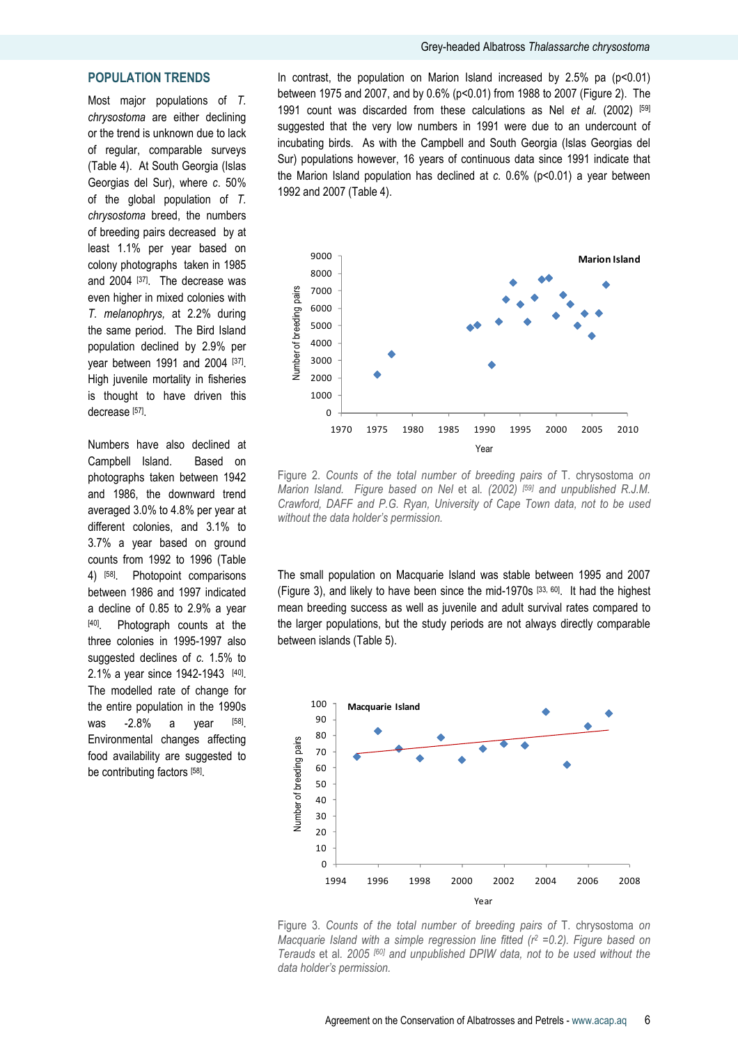## POPULATION TRENDS

Most major populations of *T. chrysostoma* are either declining or the trend is unknown due to lack of regular, comparable surveys (Table 4). At South Georgia (Islas Georgias del Sur), where *c.* 50% of the global population of *T. chrysostoma* breed, the numbers of breeding pairs decreased by at least 1.1% per year based on colony photographs taken in 1985 and 2004 [37]. The decrease was even higher in mixed colonies with *T. melanophrys,* at 2.2% during the same period. The Bird Island population declined by 2.9% per year between 1991 and 2004 [37]. High juvenile mortality in fisheries is thought to have driven this decrease [57].

Numbers have also declined at Campbell Island. Based on photographs taken between 1942 and 1986, the downward trend averaged 3.0% to 4.8% per year at different colonies, and 3.1% to 3.7% a year based on ground counts from 1992 to 1996 (Table 4) [58]. Photopoint comparisons between 1986 and 1997 indicated a decline of 0.85 to 2.9% a year [40]. Photograph counts at the three colonies in 1995-1997 also suggested declines of *c.* 1.5% to 2.1% a year since 1942-1943 [40]. The modelled rate of change for the entire population in the 1990s was -2.8% a year [58]. Environmental changes affecting food availability are suggested to be contributing factors [58].

In contrast, the population on Marion Island increased by 2.5% pa ($p<0.01$) between 1975 and 2007, and by 0.6% ($p<0.01$) from 1988 to 2007 (Figure 2). The 1991 count was discarded from these calculations as Nel *et al.* (2002) [59] suggested that the very low numbers in 1991 were due to an undercount of incubating birds. As with the Campbell and South Georgia (Islas Georgias del Sur) populations however, 16 years of continuous data since 1991 indicate that the Marion Island population has declined at *c.* 0.6% ($p<0.01$) a year between 1992 and 2007 (Table 4).

Figure 2. *Counts of the total number of breeding pairs of* T. chrysostoma *on Marion Island. Figure based on Nel* et al. *(2002)* [59] *and unpublished R.J.M. Crawford, DAFF and P.G. Ryan, University of Cape Town data, not to be used without the data holder's permission.*

The small population on Macquarie Island was stable between 1995 and 2007 (Figure 3), and likely to have been since the mid-1970s [33, 60]. It had the highest mean breeding success as well as juvenile and adult survival rates compared to the larger populations, but the study periods are not always directly comparable between islands (Table 5).

Figure 3. *Counts of the total number of breeding pairs of* T. chrysostoma *on Macquarie Island with a simple regression line fitted ($r^2$ =0.2). Figure based on Terauds* et al. *2005* [60] *and unpublished DPIW data, not to be used without the data holder's permission.*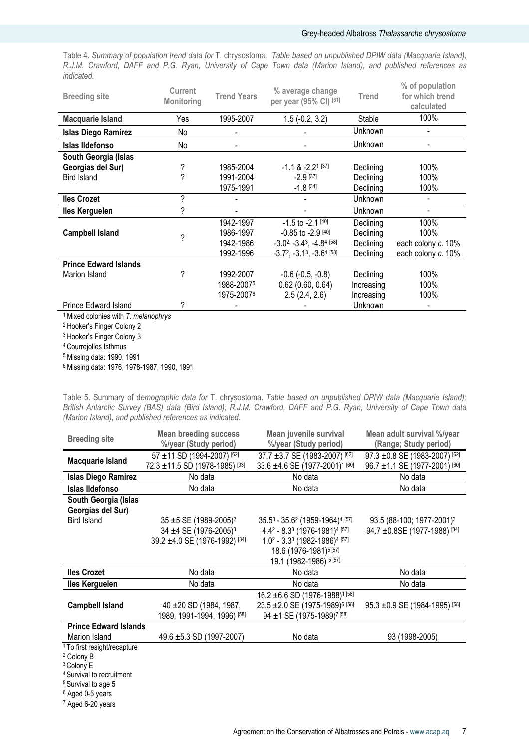Table 4. *Summary of population trend data for* T. chrysostoma. *Table based on unpublished DPIW data (Macquarie Island), R.J.M. Crawford, DAFF and P.G. Ryan, University of Cape Town data (Marion Island), and published references as indicated.*

| Breeding site | Current Monitoring | Trend Years | % average change per year (95% CI) [61] | Trend | % of population for which trend calculated |
|---|---|---|---|---|---|
| **Macquarie Island** | Yes | 1995-2007 | 1.5 (-0.2, 3.2) | Stable | 100% |
| **Islas Diego Ramirez** | No | - | - | Unknown | - |
| **Islas Ildefonso** | No | - | - | Unknown | - |
| **South Georgia (Islas Georgias del Sur)** | ? | 1985-2004 | -1.1 & -2.2[1] [37] | Declining | 100% |
| Bird Island | ? | 1991-2004 | -2.9 [37] | Declining | 100% |
| | | 1975-1991 | -1.8 [34] | Declining | 100% |
| **Iles Crozet** | ? | - | - | Unknown | - |
| **Iles Kerguelen** | ? | - | - | Unknown | - |
| **Campbell Island** | ? | 1942-1997 | -1.5 to -2.1 [40] | Declining | 100% |
| | | 1986-1997 | -0.85 to -2.9 [40] | Declining | 100% |
| | | 1942-1986 | -3.0[2], -3.4[3], -4.8[4] [58] | Declining | each colony *c.* 10% |
| | | 1992-1996 | -3.7[2], -3.1[3], -3.6[4] [58] | Declining | each colony *c.* 10% |
| **Prince Edward Islands** | | | | | |
| Marion Island | ? | 1992-2007 | -0.6 (-0.5, -0.8) | Declining | 100% |
| | | 1988-2007[5] | 0.62 (0.60, 0.64) | Increasing | 100% |
| | | 1975-2007[6] | 2.5 (2.4, 2.6) | Increasing | 100% |
| Prince Edward Island | ? | - | - | Unknown | - |

[1] Mixed colonies with *T. melanophrys*
[2] Hooker's Finger Colony 2
[3] Hooker's Finger Colony 3
[4] Courrejolles Isthmus
[5] Missing data: 1990, 1991
[6] Missing data: 1976, 1978-1987, 1990, 1991

Table 5. Summary of d*emographic data for* T. chrysostoma. *Table based on unpublished DPIW data (Macquarie Island); British Antarctic Survey (BAS) data (Bird Island); R.J.M. Crawford, DAFF and P.G. Ryan, University of Cape Town data (Marion Island), and published references as indicated.*

| Breeding site | Mean breeding success %/year (Study period) | Mean juvenile survival %/year (Study period) | Mean adult survival %/year (Range; Study period) |
|---|---|---|---|
| **Macquarie Island** | 57 ±11 SD (1994-2007) [62]<br>72.3 ±11.5 SD (1978-1985) [33] | 37.7 ±3.7 SE (1983-2007) [62]<br>33.6 ±4.6 SE (1977-2001)[1] [60] | 97.3 ±0.8 SE (1983-2007) [62]<br>96.7 ±1.1 SE (1977-2001) [60] |
| **Islas Diego Ramirez** | No data | No data | No data |
| **Islas Ildefonso** | No data | No data | No data |
| **South Georgia (Islas Georgias del Sur)** | | | |
| Bird Island | 35 ±5 SE (1989-2005)[2]<br>34 ±4 SE (1976-2005)[3]<br>39.2 ±4.0 SE (1976-1992) [34] | 35.5[3] - 35.6[2] (1959-1964)[4] [57]<br>4.4[2] - 8.3[3] (1976-1981)[4] [57]<br>1.0[2] - 3.3[3] (1982-1986)[4] [57]<br>18.6 (1976-1981)[5] [57]<br>19.1 (1982-1986) [5] [57] | 93.5 (88-100; 1977-2001)[3]<br>94.7 ±0.8SE (1977-1988) [34] |
| **Iles Crozet** | No data | No data | No data |
| **Iles Kerguelen** | No data | No data | No data |
| **Campbell Island** | 40 ±20 SD (1984, 1987, 1989, 1991-1994, 1996) [58] | 16.2 ±6.6 SD (1976-1988)[1] [58]<br>23.5 ±2.0 SE (1975-1989)[6] [58]<br>94 ±1 SE (1975-1989)[7] [58] | 95.3 ±0.9 SE (1984-1995) [58] |
| **Prince Edward Islands** | | | |
| Marion Island | 49.6 ±5.3 SD (1997-2007) | No data | 93 (1998-2005) |

[1] To first resight/recapture
[2] Colony B
[3] Colony E
[4] Survival to recruitment
[5] Survival to age 5
[6] Aged 0-5 years
[7] Aged 6-20 years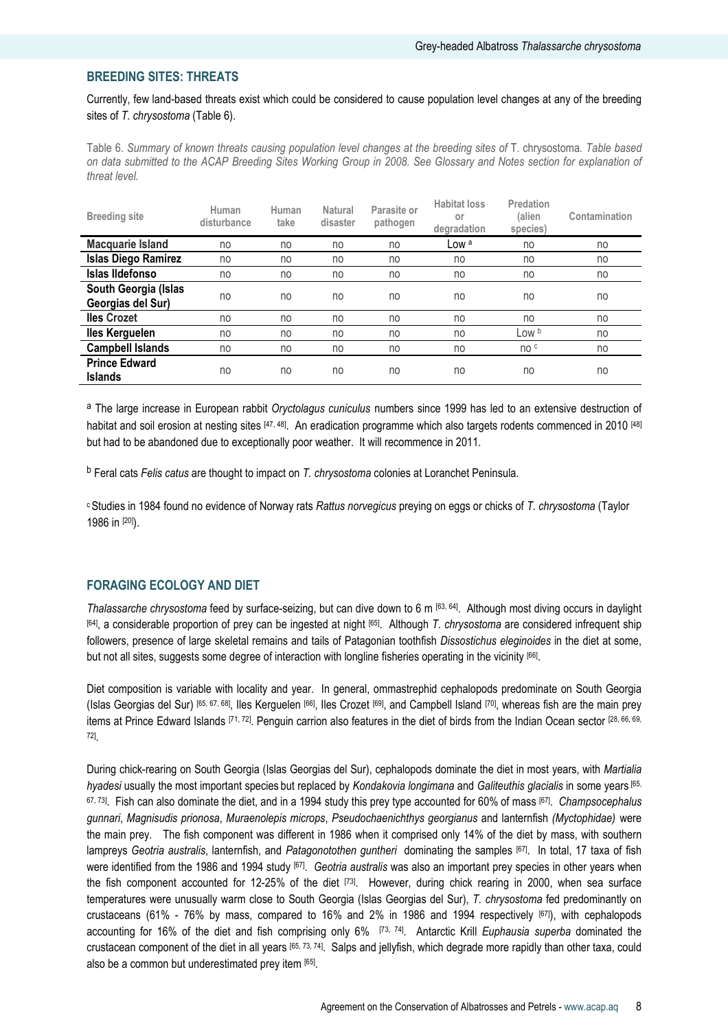## BREEDING SITES: THREATS

Currently, few land-based threats exist which could be considered to cause population level changes at any of the breeding sites of *T. chrysostoma* (Table 6).

Table 6. *Summary of known threats causing population level changes at the breeding sites of* T. chrysostoma*. Table based on data submitted to the ACAP Breeding Sites Working Group in 2008. See Glossary and Notes section for explanation of threat level.*

| Breeding site | Human disturbance | Human take | Natural disaster | Parasite or pathogen | Habitat loss or degradation | Predation (alien species) | Contamination |
|---|---|---|---|---|---|---|---|
| **Macquarie Island** | no | no | no | no | Low [a] | no | no |
| **Islas Diego Ramirez** | no | no | no | no | no | no | no |
| **Islas Ildefonso** | no | no | no | no | no | no | no |
| **South Georgia (Islas Georgias del Sur)** | no | no | no | no | no | no | no |
| **Iles Crozet** | no | no | no | no | no | no | no |
| **Iles Kerguelen** | no | no | no | no | no | Low [b] | no |
| **Campbell Islands** | no | no | no | no | no | no [c] | no |
| **Prince Edward Islands** | no | no | no | no | no | no | no |

[a] The large increase in European rabbit *Oryctolagus cuniculus* numbers since 1999 has led to an extensive destruction of habitat and soil erosion at nesting sites [47, 48]. An eradication programme which also targets rodents commenced in 2010 [48] but had to be abandoned due to exceptionally poor weather. It will recommence in 2011.

[b] Feral cats *Felis catus* are thought to impact on *T. chrysostoma* colonies at Loranchet Peninsula.

[c] Studies in 1984 found no evidence of Norway rats *Rattus norvegicus* preying on eggs or chicks of *T. chrysostoma* (Taylor 1986 in [20]).

## FORAGING ECOLOGY AND DIET

*Thalassarche chrysostoma* feed by surface-seizing, but can dive down to 6 m [63, 64]. Although most diving occurs in daylight [64], a considerable proportion of prey can be ingested at night [65]. Although *T. chrysostoma* are considered infrequent ship followers, presence of large skeletal remains and tails of Patagonian toothfish *Dissostichus eleginoides* in the diet at some, but not all sites, suggests some degree of interaction with longline fisheries operating in the vicinity [66].

Diet composition is variable with locality and year. In general, ommastrephid cephalopods predominate on South Georgia (Islas Georgias del Sur) [65, 67, 68], Iles Kerguelen [66], Iles Crozet [69], and Campbell Island [70], whereas fish are the main prey items at Prince Edward Islands [71, 72]. Penguin carrion also features in the diet of birds from the Indian Ocean sector [28, 66, 69, 72].

During chick-rearing on South Georgia (Islas Georgias del Sur), cephalopods dominate the diet in most years, with *Martialia hyadesi* usually the most important species but replaced by *Kondakovia longimana* and *Galiteuthis glacialis* in some years [65, 67, 73]. Fish can also dominate the diet, and in a 1994 study this prey type accounted for 60% of mass [67]. *Champsocephalus gunnari*, *Magnisudis prionosa*, *Muraenolepis microps*, *Pseudochaenichthys georgianus* and lanternfish *(Myctophidae)* were the main prey. The fish component was different in 1986 when it comprised only 14% of the diet by mass, with southern lampreys *Geotria australis*, lanternfish, and *Patagonotothen guntheri* dominating the samples [67]. In total, 17 taxa of fish were identified from the 1986 and 1994 study [67]. *Geotria australis* was also an important prey species in other years when the fish component accounted for 12-25% of the diet [73]. However, during chick rearing in 2000, when sea surface temperatures were unusually warm close to South Georgia (Islas Georgias del Sur), *T. chrysostoma* fed predominantly on crustaceans (61% - 76% by mass, compared to 16% and 2% in 1986 and 1994 respectively [67]), with cephalopods accounting for 16% of the diet and fish comprising only 6% [73, 74]. Antarctic Krill *Euphausia superba* dominated the crustacean component of the diet in all years [65, 73, 74]. Salps and jellyfish, which degrade more rapidly than other taxa, could also be a common but underestimated prey item [65].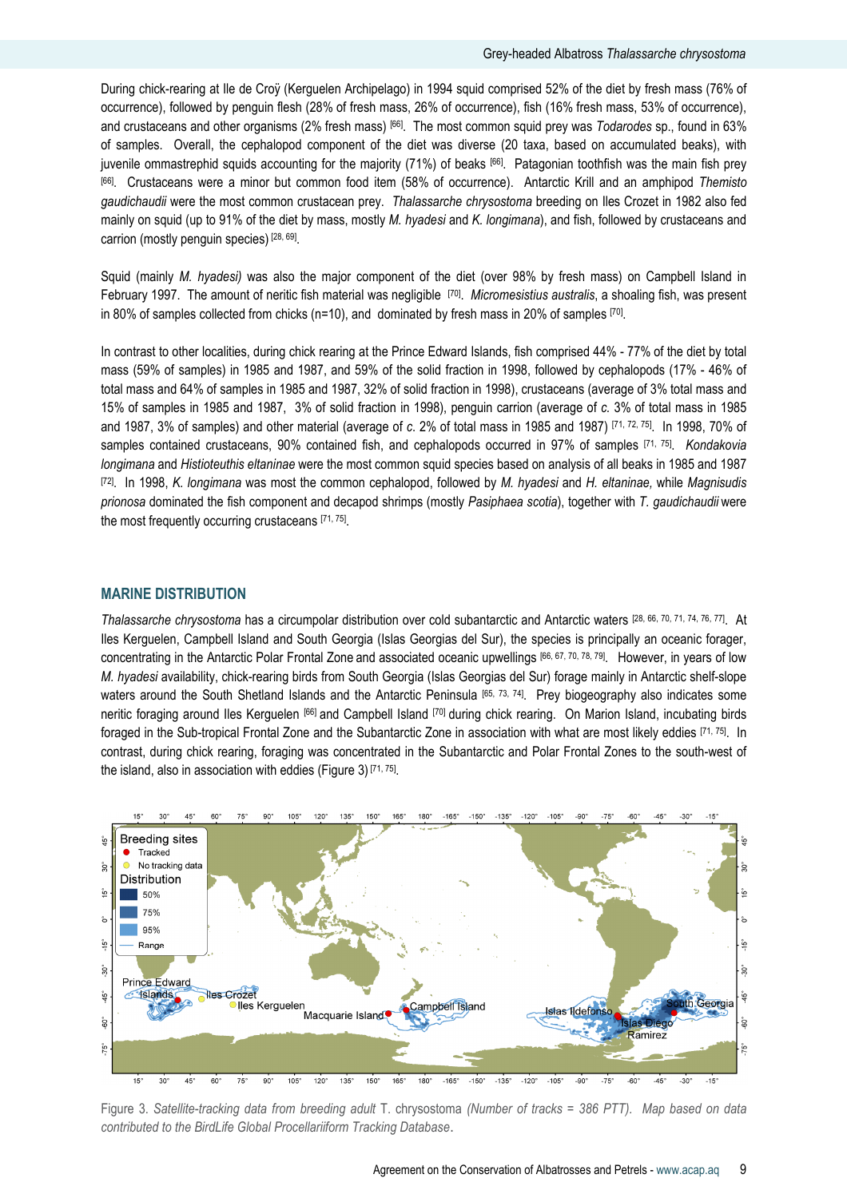During chick-rearing at Ile de Croÿ (Kerguelen Archipelago) in 1994 squid comprised 52% of the diet by fresh mass (76% of occurrence), followed by penguin flesh (28% of fresh mass, 26% of occurrence), fish (16% fresh mass, 53% of occurrence), and crustaceans and other organisms (2% fresh mass) [66]. The most common squid prey was *Todarodes* sp., found in 63% of samples. Overall, the cephalopod component of the diet was diverse (20 taxa, based on accumulated beaks), with juvenile ommastrephid squids accounting for the majority (71%) of beaks [66]. Patagonian toothfish was the main fish prey [66]. Crustaceans were a minor but common food item (58% of occurrence). Antarctic Krill and an amphipod *Themisto gaudichaudii* were the most common crustacean prey. *Thalassarche chrysostoma* breeding on Iles Crozet in 1982 also fed mainly on squid (up to 91% of the diet by mass, mostly *M. hyadesi* and *K. longimana*), and fish, followed by crustaceans and carrion (mostly penguin species) [28, 69].

Squid (mainly *M. hyadesi)* was also the major component of the diet (over 98% by fresh mass) on Campbell Island in February 1997. The amount of neritic fish material was negligible [70]. *Micromesistius australis*, a shoaling fish, was present in 80% of samples collected from chicks (n=10), and dominated by fresh mass in 20% of samples [70].

In contrast to other localities, during chick rearing at the Prince Edward Islands, fish comprised 44% - 77% of the diet by total mass (59% of samples) in 1985 and 1987, and 59% of the solid fraction in 1998, followed by cephalopods (17% - 46% of total mass and 64% of samples in 1985 and 1987, 32% of solid fraction in 1998), crustaceans (average of 3% total mass and 15% of samples in 1985 and 1987, 3% of solid fraction in 1998), penguin carrion (average of *c.* 3% of total mass in 1985 and 1987, 3% of samples) and other material (average of *c.* 2% of total mass in 1985 and 1987) [71, 72, 75]. In 1998, 70% of samples contained crustaceans, 90% contained fish, and cephalopods occurred in 97% of samples [71, 75]. *Kondakovia longimana* and *Histioteuthis eltaninae* were the most common squid species based on analysis of all beaks in 1985 and 1987 [72]. In 1998, *K. longimana* was most the common cephalopod, followed by *M. hyadesi* and *H. eltaninae,* while *Magnisudis prionosa* dominated the fish component and decapod shrimps (mostly *Pasiphaea scotia*), together with *T. gaudichaudii* were the most frequently occurring crustaceans [71, 75].

## MARINE DISTRIBUTION

*Thalassarche chrysostoma* has a circumpolar distribution over cold subantarctic and Antarctic waters [28, 66, 70, 71, 74, 76, 77]. At Iles Kerguelen, Campbell Island and South Georgia (Islas Georgias del Sur), the species is principally an oceanic forager, concentrating in the Antarctic Polar Frontal Zone and associated oceanic upwellings [66, 67, 70, 78, 79]. However, in years of low *M. hyadesi* availability, chick-rearing birds from South Georgia (Islas Georgias del Sur) forage mainly in Antarctic shelf-slope waters around the South Shetland Islands and the Antarctic Peninsula [65, 73, 74]. Prey biogeography also indicates some neritic foraging around Iles Kerguelen [66] and Campbell Island [70] during chick rearing. On Marion Island, incubating birds foraged in the Sub-tropical Frontal Zone and the Subantarctic Zone in association with what are most likely eddies [71, 75]. In contrast, during chick rearing, foraging was concentrated in the Subantarctic and Polar Frontal Zones to the south-west of the island, also in association with eddies (Figure 3) [71, 75].

Figure 3. *Satellite-tracking data from breeding adult* T. chrysostoma *(Number of tracks = 386 PTT). Map based on data contributed to the BirdLife Global Procellariiform Tracking Database*.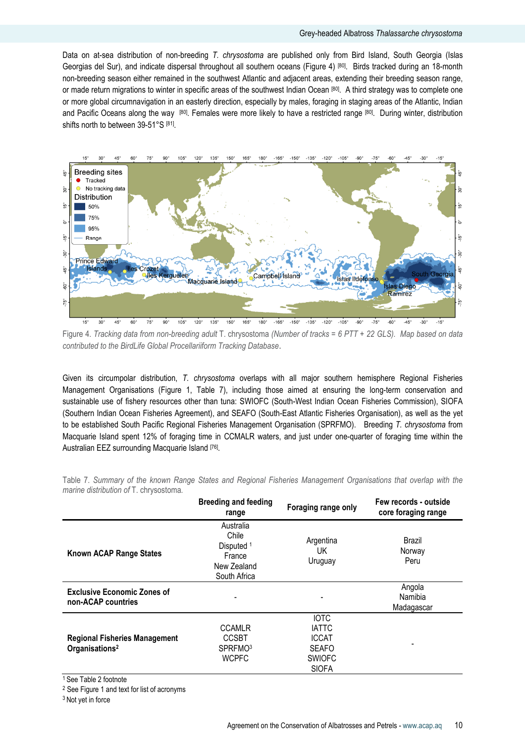Data on at-sea distribution of non-breeding *T. chrysostoma* are published only from Bird Island, South Georgia (Islas Georgias del Sur), and indicate dispersal throughout all southern oceans (Figure 4) [80]. Birds tracked during an 18-month non-breeding season either remained in the southwest Atlantic and adjacent areas, extending their breeding season range, or made return migrations to winter in specific areas of the southwest Indian Ocean [80]. A third strategy was to complete one or more global circumnavigation in an easterly direction, especially by males, foraging in staging areas of the Atlantic, Indian and Pacific Oceans along the way [80]. Females were more likely to have a restricted range [80]. During winter, distribution shifts north to between 39-51°S [81].

Figure 4. *Tracking data from non-breeding adult* T. chrysostoma *(Number of tracks = 6 PTT + 22 GLS). Map based on data contributed to the BirdLife Global Procellariiform Tracking Database*.

Given its circumpolar distribution, *T. chrysostoma* overlaps with all major southern hemisphere Regional Fisheries Management Organisations (Figure 1, Table 7), including those aimed at ensuring the long-term conservation and sustainable use of fishery resources other than tuna: SWIOFC (South-West Indian Ocean Fisheries Commission), SIOFA (Southern Indian Ocean Fisheries Agreement), and SEAFO (South-East Atlantic Fisheries Organisation), as well as the yet to be established South Pacific Regional Fisheries Management Organisation (SPRFMO). Breeding *T. chrysostoma* from Macquarie Island spent 12% of foraging time in CCMALR waters, and just under one-quarter of foraging time within the Australian EEZ surrounding Macquarie Island [76].

Table 7. *Summary of the known Range States and Regional Fisheries Management Organisations that overlap with the marine distribution of* T. chrysostoma.

| | Breeding and feeding range | Foraging range only | Few records - outside core foraging range |
|---|---|---|---|
| **Known ACAP Range States** | Australia<br>Chile<br>Disputed [1]<br>France<br>New Zealand<br>South Africa | Argentina<br>UK<br>Uruguay | Brazil<br>Norway<br>Peru |
| **Exclusive Economic Zones of non-ACAP countries** | - | - | Angola<br>Namibia<br>Madagascar |
| **Regional Fisheries Management Organisations[2]** | CCAMLR<br>CCSBT<br>SPRFMO[3]<br>WCPFC | IOTC<br>IATTC<br>ICCAT<br>SEAFO<br>SWIOFC<br>SIOFA | - |

[1] See Table 2 footnote
[2] See Figure 1 and text for list of acronyms
[3] Not yet in force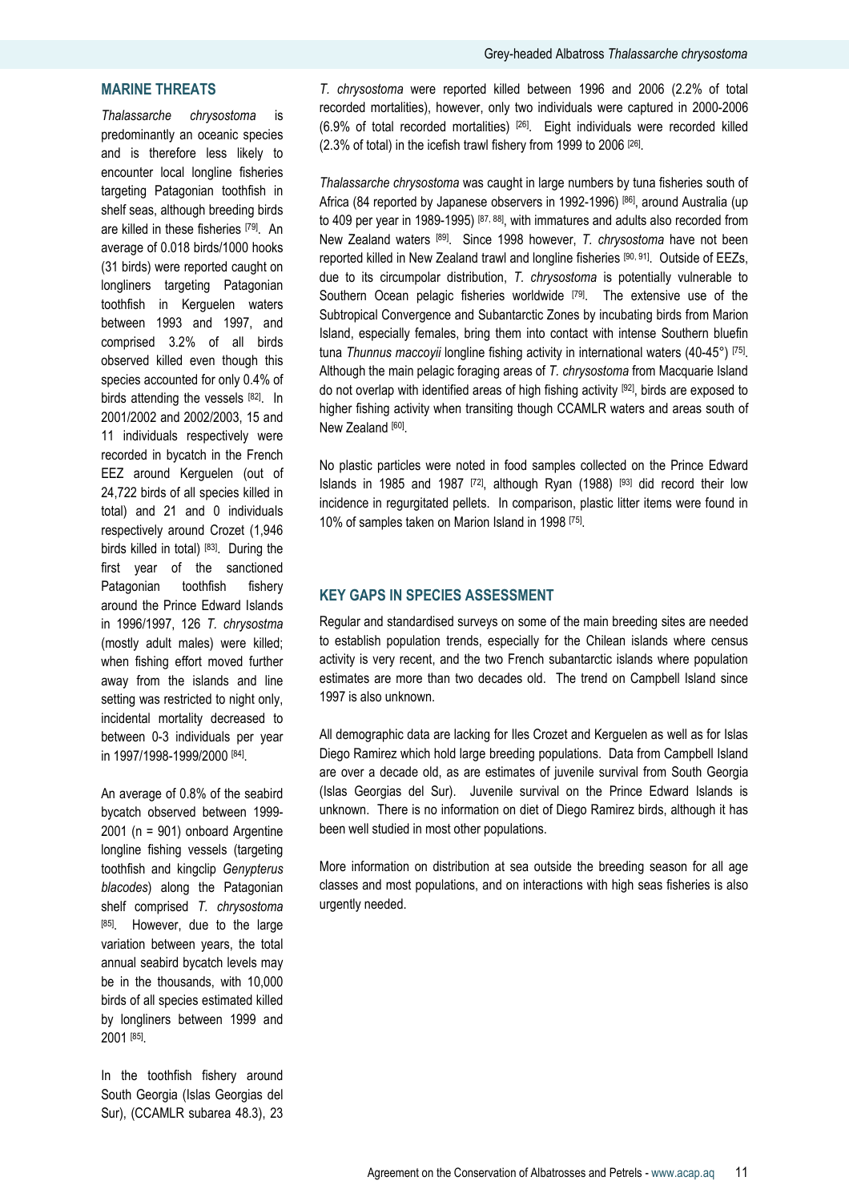## MARINE THREATS

*Thalassarche chrysostoma* is predominantly an oceanic species and is therefore less likely to encounter local longline fisheries targeting Patagonian toothfish in shelf seas, although breeding birds are killed in these fisheries [79]. An average of 0.018 birds/1000 hooks (31 birds) were reported caught on longliners targeting Patagonian toothfish in Kerguelen waters between 1993 and 1997, and comprised 3.2% of all birds observed killed even though this species accounted for only 0.4% of birds attending the vessels [82]. In 2001/2002 and 2002/2003, 15 and 11 individuals respectively were recorded in bycatch in the French EEZ around Kerguelen (out of 24,722 birds of all species killed in total) and 21 and 0 individuals respectively around Crozet (1,946 birds killed in total) [83]. During the first year of the sanctioned Patagonian toothfish fishery around the Prince Edward Islands in 1996/1997, 126 *T. chrysostma* (mostly adult males) were killed; when fishing effort moved further away from the islands and line setting was restricted to night only, incidental mortality decreased to between 0-3 individuals per year in 1997/1998-1999/2000 [84].

An average of 0.8% of the seabird bycatch observed between 1999-2001 (n = 901) onboard Argentine longline fishing vessels (targeting toothfish and kingclip *Genypterus blacodes*) along the Patagonian shelf comprised *T. chrysostoma* [85]. However, due to the large variation between years, the total annual seabird bycatch levels may be in the thousands, with 10,000 birds of all species estimated killed by longliners between 1999 and 2001 [85].

In the toothfish fishery around South Georgia (Islas Georgias del Sur), (CCAMLR subarea 48.3), 23 *T. chrysostoma* were reported killed between 1996 and 2006 (2.2% of total recorded mortalities), however, only two individuals were captured in 2000-2006 (6.9% of total recorded mortalities) [26]. Eight individuals were recorded killed (2.3% of total) in the icefish trawl fishery from 1999 to 2006 [26].

*Thalassarche chrysostoma* was caught in large numbers by tuna fisheries south of Africa (84 reported by Japanese observers in 1992-1996) [86], around Australia (up to 409 per year in 1989-1995) [87, 88], with immatures and adults also recorded from New Zealand waters [89]. Since 1998 however, *T. chrysostoma* have not been reported killed in New Zealand trawl and longline fisheries [90, 91]. Outside of EEZs, due to its circumpolar distribution, *T. chrysostoma* is potentially vulnerable to Southern Ocean pelagic fisheries worldwide [79]. The extensive use of the Subtropical Convergence and Subantarctic Zones by incubating birds from Marion Island, especially females, bring them into contact with intense Southern bluefin tuna *Thunnus maccoyii* longline fishing activity in international waters (40-45°) [75]. Although the main pelagic foraging areas of *T. chrysostoma* from Macquarie Island do not overlap with identified areas of high fishing activity [92], birds are exposed to higher fishing activity when transiting though CCAMLR waters and areas south of New Zealand [60].

No plastic particles were noted in food samples collected on the Prince Edward Islands in 1985 and 1987 [72], although Ryan (1988) [93] did record their low incidence in regurgitated pellets. In comparison, plastic litter items were found in 10% of samples taken on Marion Island in 1998 [75].

## KEY GAPS IN SPECIES ASSESSMENT

Regular and standardised surveys on some of the main breeding sites are needed to establish population trends, especially for the Chilean islands where census activity is very recent, and the two French subantarctic islands where population estimates are more than two decades old. The trend on Campbell Island since 1997 is also unknown.

All demographic data are lacking for Iles Crozet and Kerguelen as well as for Islas Diego Ramirez which hold large breeding populations. Data from Campbell Island are over a decade old, as are estimates of juvenile survival from South Georgia (Islas Georgias del Sur). Juvenile survival on the Prince Edward Islands is unknown. There is no information on diet of Diego Ramirez birds, although it has been well studied in most other populations.

More information on distribution at sea outside the breeding season for all age classes and most populations, and on interactions with high seas fisheries is also urgently needed.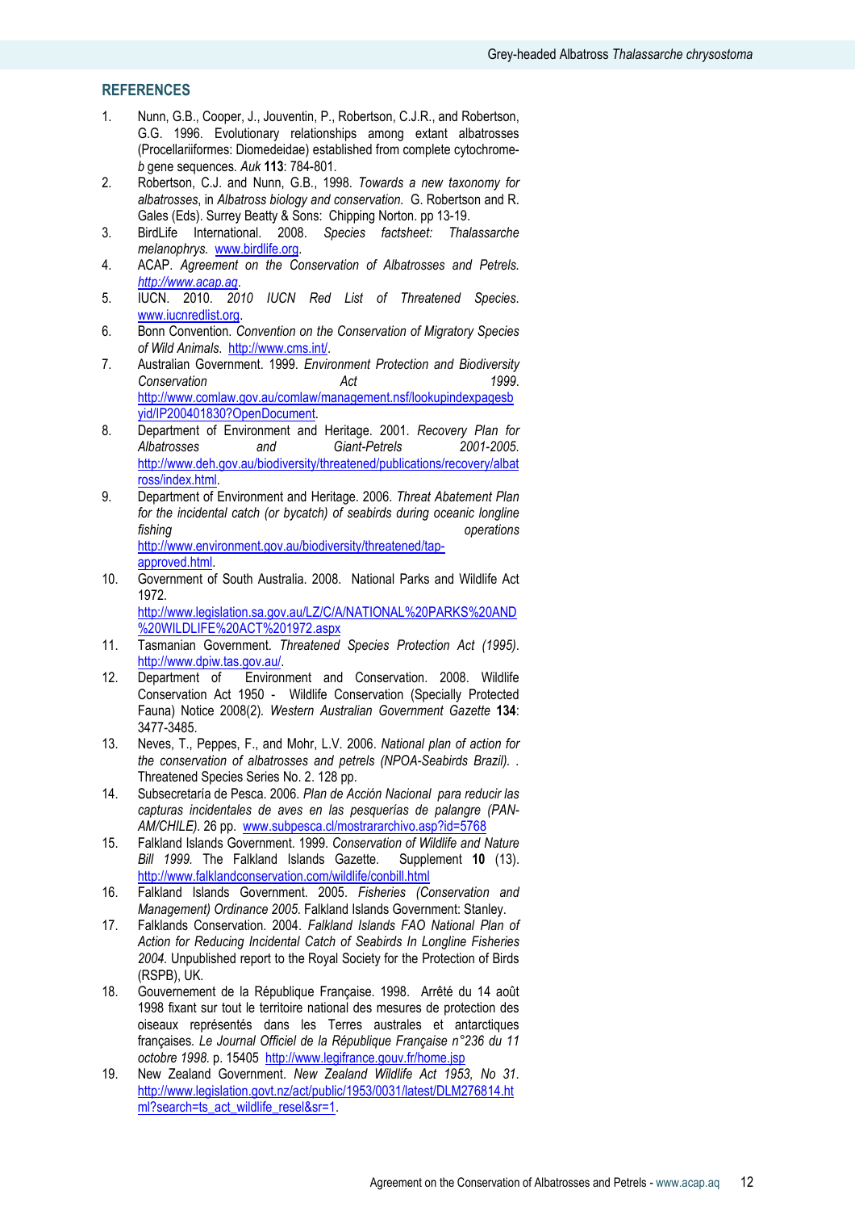## REFERENCES

1. Nunn, G.B., Cooper, J., Jouventin, P., Robertson, C.J.R., and Robertson, G.G. 1996. Evolutionary relationships among extant albatrosses (Procellariiformes: Diomedeidae) established from complete cytochrome-*b* gene sequences. *Auk* **113**: 784-801.
2. Robertson, C.J. and Nunn, G.B., 1998. *Towards a new taxonomy for albatrosses*, in *Albatross biology and conservation.* G. Robertson and R. Gales (Eds). Surrey Beatty & Sons: Chipping Norton. pp 13-19.
3. BirdLife International. 2008. *Species factsheet: Thalassarche melanophrys.* www.birdlife.org.
4. ACAP. *Agreement on the Conservation of Albatrosses and Petrels.* *http://www.acap.aq*.
5. IUCN. 2010. *2010 IUCN Red List of Threatened Species.* www.iucnredlist.org.
6. Bonn Convention. *Convention on the Conservation of Migratory Species of Wild Animals.* http://www.cms.int/.
7. Australian Government. 1999. *Environment Protection and Biodiversity Conservation Act 1999.* http://www.comlaw.gov.au/comlaw/management.nsf/lookupindexpagesbyid/IP200401830?OpenDocument.
8. Department of Environment and Heritage. 2001. *Recovery Plan for Albatrosses and Giant-Petrels 2001-2005.* http://www.deh.gov.au/biodiversity/threatened/publications/recovery/albatross/index.html.
9. Department of Environment and Heritage. 2006. *Threat Abatement Plan for the incidental catch (or bycatch) of seabirds during oceanic longline fishing operations* http://www.environment.gov.au/biodiversity/threatened/tap-approved.html.
10. Government of South Australia. 2008. National Parks and Wildlife Act 1972. http://www.legislation.sa.gov.au/LZ/C/A/NATIONAL%20PARKS%20AND%20WILDLIFE%20ACT%201972.aspx
11. Tasmanian Government. *Threatened Species Protection Act (1995).* http://www.dpiw.tas.gov.au/.
12. Department of Environment and Conservation. 2008. Wildlife Conservation Act 1950 - Wildlife Conservation (Specially Protected Fauna) Notice 2008(2). *Western Australian Government Gazette* **134**: 3477-3485.
13. Neves, T., Peppes, F., and Mohr, L.V. 2006. *National plan of action for the conservation of albatrosses and petrels (NPOA-Seabirds Brazil).* . Threatened Species Series No. 2. 128 pp.
14. Subsecretaría de Pesca. 2006. *Plan de Acción Nacional para reducir las capturas incidentales de aves en las pesquerías de palangre (PAN-AM/CHILE).* 26 pp. www.subpesca.cl/mostrararchivo.asp?id=5768
15. Falkland Islands Government. 1999. *Conservation of Wildlife and Nature Bill 1999.* The Falkland Islands Gazette. Supplement **10** (13). http://www.falklandconservation.com/wildlife/conbill.html
16. Falkland Islands Government. 2005. *Fisheries (Conservation and Management) Ordinance 2005.* Falkland Islands Government: Stanley.
17. Falklands Conservation. 2004. *Falkland Islands FAO National Plan of Action for Reducing Incidental Catch of Seabirds In Longline Fisheries 2004.* Unpublished report to the Royal Society for the Protection of Birds (RSPB), UK.
18. Gouvernement de la République Française. 1998. Arrêté du 14 août 1998 fixant sur tout le territoire national des mesures de protection des oiseaux représentés dans les Terres australes et antarctiques françaises. *Le Journal Officiel de la République Française n°236 du 11 octobre 1998.* p. 15405 http://www.legifrance.gouv.fr/home.jsp
19. New Zealand Government. *New Zealand Wildlife Act 1953, No 31.* http://www.legislation.govt.nz/act/public/1953/0031/latest/DLM276814.html?search=ts_act_wildlife_resel&sr=1.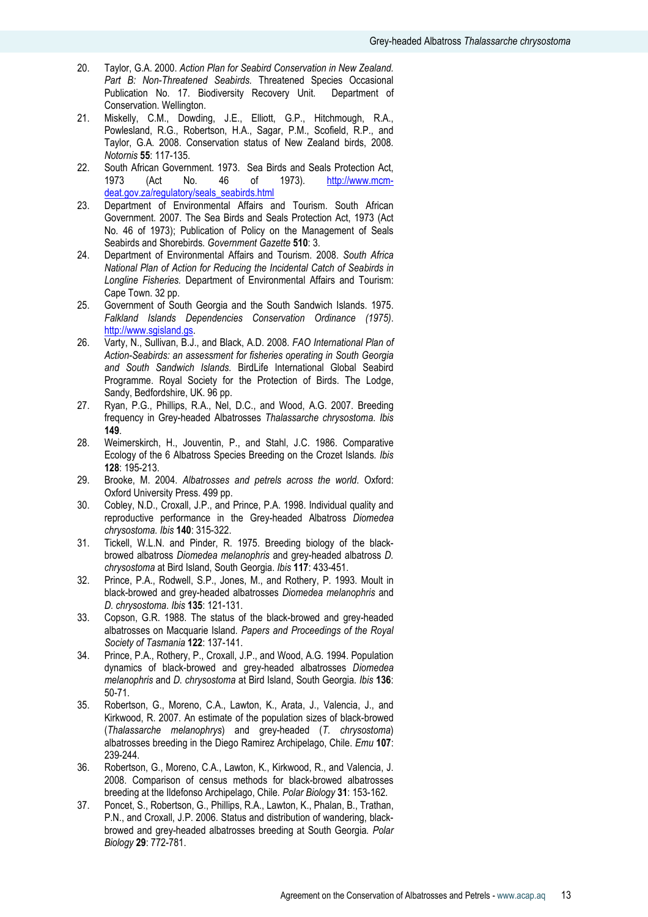20. Taylor, G.A. 2000. *Action Plan for Seabird Conservation in New Zealand. Part B: Non-Threatened Seabirds.* Threatened Species Occasional Publication No. 17. Biodiversity Recovery Unit. Department of Conservation. Wellington.
21. Miskelly, C.M., Dowding, J.E., Elliott, G.P., Hitchmough, R.A., Powlesland, R.G., Robertson, H.A., Sagar, P.M., Scofield, R.P., and Taylor, G.A. 2008. Conservation status of New Zealand birds, 2008. *Notornis* **55**: 117-135.
22. South African Government. 1973. Sea Birds and Seals Protection Act, 1973 (Act No. 46 of 1973). [http://www.mcm-deat.gov.za/regulatory/seals_seabirds.html](http://www.mcm-deat.gov.za/regulatory/seals_seabirds.html)
23. Department of Environmental Affairs and Tourism. South African Government. 2007. The Sea Birds and Seals Protection Act, 1973 (Act No. 46 of 1973); Publication of Policy on the Management of Seals Seabirds and Shorebirds. *Government Gazette* **510**: 3.
24. Department of Environmental Affairs and Tourism. 2008. *South Africa National Plan of Action for Reducing the Incidental Catch of Seabirds in Longline Fisheries.* Department of Environmental Affairs and Tourism: Cape Town. 32 pp.
25. Government of South Georgia and the South Sandwich Islands. 1975. *Falkland Islands Dependencies Conservation Ordinance (1975).* [http://www.sgisland.gs](http://www.sgisland.gs).
26. Varty, N., Sullivan, B.J., and Black, A.D. 2008. *FAO International Plan of Action-Seabirds: an assessment for fisheries operating in South Georgia and South Sandwich Islands.* BirdLife International Global Seabird Programme. Royal Society for the Protection of Birds. The Lodge, Sandy, Bedfordshire, UK. 96 pp.
27. Ryan, P.G., Phillips, R.A., Nel, D.C., and Wood, A.G. 2007. Breeding frequency in Grey-headed Albatrosses *Thalassarche chrysostoma*. *Ibis* **149**.
28. Weimerskirch, H., Jouventin, P., and Stahl, J.C. 1986. Comparative Ecology of the 6 Albatross Species Breeding on the Crozet Islands. *Ibis* **128**: 195-213.
29. Brooke, M. 2004. *Albatrosses and petrels across the world*. Oxford: Oxford University Press. 499 pp.
30. Cobley, N.D., Croxall, J.P., and Prince, P.A. 1998. Individual quality and reproductive performance in the Grey-headed Albatross *Diomedea chrysostoma*. *Ibis* **140**: 315-322.
31. Tickell, W.L.N. and Pinder, R. 1975. Breeding biology of the black-browed albatross *Diomedea melanophris* and grey-headed albatross *D. chrysostoma* at Bird Island, South Georgia. *Ibis* **117**: 433-451.
32. Prince, P.A., Rodwell, S.P., Jones, M., and Rothery, P. 1993. Moult in black-browed and grey-headed albatrosses *Diomedea melanophris* and *D. chrysostoma*. *Ibis* **135**: 121-131.
33. Copson, G.R. 1988. The status of the black-browed and grey-headed albatrosses on Macquarie Island. *Papers and Proceedings of the Royal Society of Tasmania* **122**: 137-141.
34. Prince, P.A., Rothery, P., Croxall, J.P., and Wood, A.G. 1994. Population dynamics of black-browed and grey-headed albatrosses *Diomedea melanophris* and *D. chrysostoma* at Bird Island, South Georgia. *Ibis* **136**: 50-71.
35. Robertson, G., Moreno, C.A., Lawton, K., Arata, J., Valencia, J., and Kirkwood, R. 2007. An estimate of the population sizes of black-browed (*Thalassarche melanophrys*) and grey-headed (*T. chrysostoma*) albatrosses breeding in the Diego Ramirez Archipelago, Chile. *Emu* **107**: 239-244.
36. Robertson, G., Moreno, C.A., Lawton, K., Kirkwood, R., and Valencia, J. 2008. Comparison of census methods for black-browed albatrosses breeding at the Ildefonso Archipelago, Chile. *Polar Biology* **31**: 153-162.
37. Poncet, S., Robertson, G., Phillips, R.A., Lawton, K., Phalan, B., Trathan, P.N., and Croxall, J.P. 2006. Status and distribution of wandering, black-browed and grey-headed albatrosses breeding at South Georgia. *Polar Biology* **29**: 772-781.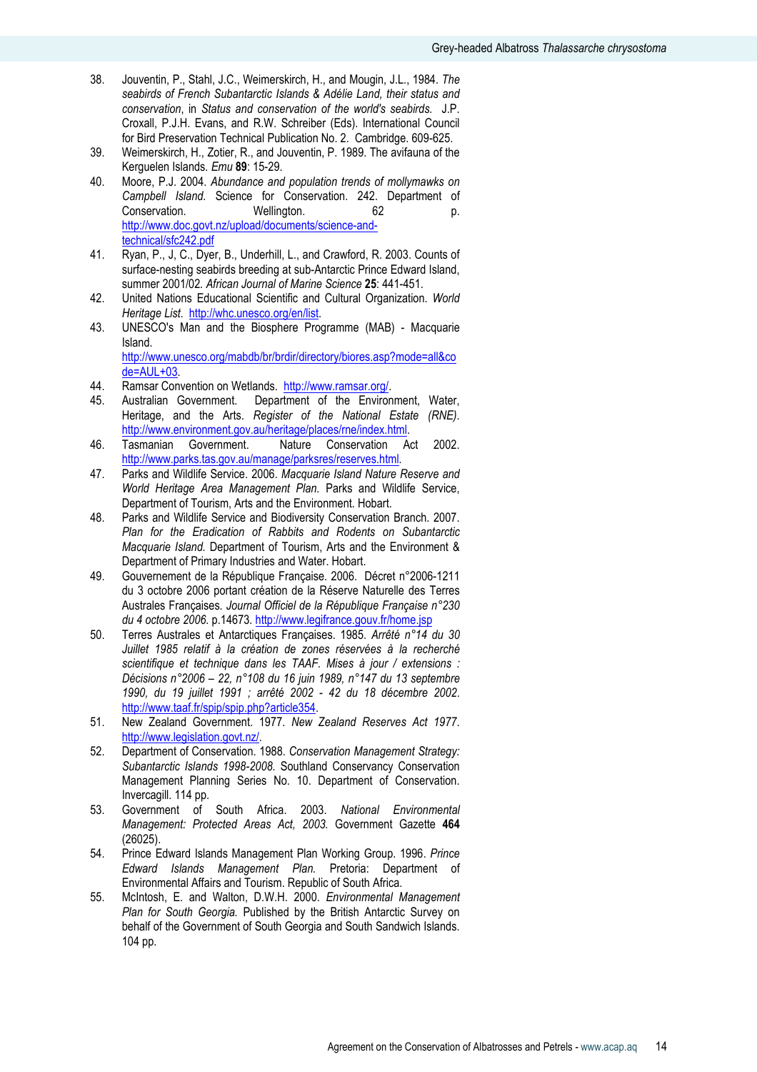38. Jouventin, P., Stahl, J.C., Weimerskirch, H., and Mougin, J.L., 1984. *The seabirds of French Subantarctic Islands & Adélie Land, their status and conservation*, in *Status and conservation of the world's seabirds.* J.P. Croxall, P.J.H. Evans, and R.W. Schreiber (Eds). International Council for Bird Preservation Technical Publication No. 2. Cambridge. 609-625.
39. Weimerskirch, H., Zotier, R., and Jouventin, P. 1989. The avifauna of the Kerguelen Islands. *Emu* **89**: 15-29.
40. Moore, P.J. 2004. *Abundance and population trends of mollymawks on Campbell Island.* Science for Conservation. 242. Department of Conservation. Wellington. 62 p. http://www.doc.govt.nz/upload/documents/science-and-technical/sfc242.pdf
41. Ryan, P., J, C., Dyer, B., Underhill, L., and Crawford, R. 2003. Counts of surface-nesting seabirds breeding at sub-Antarctic Prince Edward Island, summer 2001/02. *African Journal of Marine Science* **25**: 441-451.
42. United Nations Educational Scientific and Cultural Organization. *World Heritage List*. http://whc.unesco.org/en/list.
43. UNESCO's Man and the Biosphere Programme (MAB) - Macquarie Island. http://www.unesco.org/mabdb/br/brdir/directory/biores.asp?mode=all&code=AUL+03.
44. Ramsar Convention on Wetlands. http://www.ramsar.org/.
45. Australian Government. Department of the Environment, Water, Heritage, and the Arts. *Register of the National Estate (RNE).* http://www.environment.gov.au/heritage/places/rne/index.html.
46. Tasmanian Government. Nature Conservation Act 2002. http://www.parks.tas.gov.au/manage/parksres/reserves.html.
47. Parks and Wildlife Service. 2006. *Macquarie Island Nature Reserve and World Heritage Area Management Plan.* Parks and Wildlife Service, Department of Tourism, Arts and the Environment. Hobart.
48. Parks and Wildlife Service and Biodiversity Conservation Branch. 2007. *Plan for the Eradication of Rabbits and Rodents on Subantarctic Macquarie Island.* Department of Tourism, Arts and the Environment & Department of Primary Industries and Water. Hobart.
49. Gouvernement de la République Française. 2006. Décret n°2006-1211 du 3 octobre 2006 portant création de la Réserve Naturelle des Terres Australes Françaises. *Journal Officiel de la République Française n°230 du 4 octobre 2006.* p.14673. http://www.legifrance.gouv.fr/home.jsp
50. Terres Australes et Antarctiques Françaises. 1985. *Arrêté n°14 du 30 Juillet 1985 relatif à la création de zones réservées à la recherché scientifique et technique dans les TAAF. Mises à jour / extensions : Décisions n°2006 – 22, n°108 du 16 juin 1989, n°147 du 13 septembre 1990, du 19 juillet 1991 ; arrêté 2002 - 42 du 18 décembre 2002.* http://www.taaf.fr/spip/spip.php?article354.
51. New Zealand Government. 1977. *New Zealand Reserves Act 1977.* http://www.legislation.govt.nz/.
52. Department of Conservation. 1988. *Conservation Management Strategy: Subantarctic Islands 1998-2008.* Southland Conservancy Conservation Management Planning Series No. 10. Department of Conservation. Invercagill. 114 pp.
53. Government of South Africa. 2003. *National Environmental Management: Protected Areas Act, 2003.* Government Gazette **464** (26025).
54. Prince Edward Islands Management Plan Working Group. 1996. *Prince Edward Islands Management Plan.* Pretoria: Department of Environmental Affairs and Tourism. Republic of South Africa.
55. McIntosh, E. and Walton, D.W.H. 2000. *Environmental Management Plan for South Georgia.* Published by the British Antarctic Survey on behalf of the Government of South Georgia and South Sandwich Islands. 104 pp.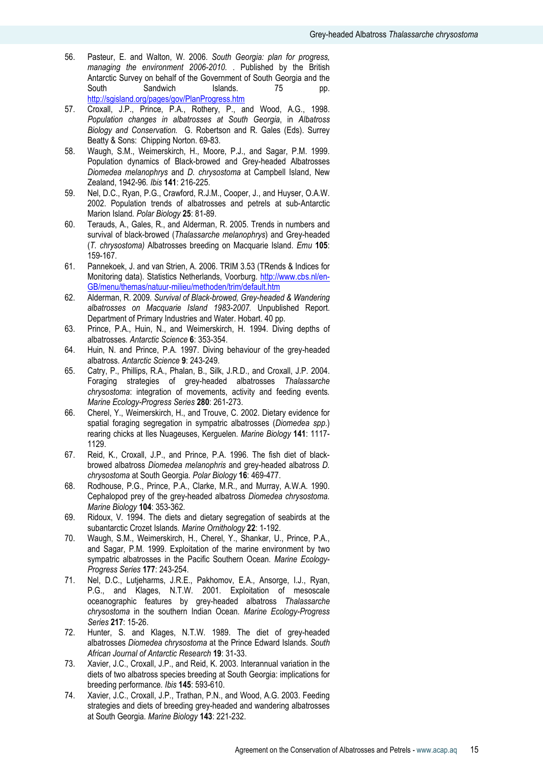56. Pasteur, E. and Walton, W. 2006. *South Georgia: plan for progress, managing the environment 2006-2010.* . Published by the British Antarctic Survey on behalf of the Government of South Georgia and the South Sandwich Islands. 75 pp. http://sgisland.org/pages/gov/PlanProgress.htm
57. Croxall, J.P., Prince, P.A., Rothery, P., and Wood, A.G., 1998. *Population changes in albatrosses at South Georgia*, in *Albatross Biology and Conservation.* G. Robertson and R. Gales (Eds). Surrey Beatty & Sons: Chipping Norton. 69-83.
58. Waugh, S.M., Weimerskirch, H., Moore, P.J., and Sagar, P.M. 1999. Population dynamics of Black-browed and Grey-headed Albatrosses *Diomedea melanophrys* and *D. chrysostoma* at Campbell Island, New Zealand, 1942-96. *Ibis* **141**: 216-225.
59. Nel, D.C., Ryan, P.G., Crawford, R.J.M., Cooper, J., and Huyser, O.A.W. 2002. Population trends of albatrosses and petrels at sub-Antarctic Marion Island. *Polar Biology* **25**: 81-89.
60. Terauds, A., Gales, R., and Alderman, R. 2005. Trends in numbers and survival of black-browed (*Thalassarche melanophrys*) and Grey-headed (*T. chrysostoma)* Albatrosses breeding on Macquarie Island. *Emu* **105**: 159-167.
61. Pannekoek, J. and van Strien, A. 2006. TRIM 3.53 (TRends & Indices for Monitoring data). Statistics Netherlands, Voorburg. http://www.cbs.nl/en-GB/menu/themas/natuur-milieu/methoden/trim/default.htm
62. Alderman, R. 2009. *Survival of Black-browed, Grey-headed & Wandering albatrosses on Macquarie Island 1983-2007.* Unpublished Report. Department of Primary Industries and Water. Hobart. 40 pp.
63. Prince, P.A., Huin, N., and Weimerskirch, H. 1994. Diving depths of albatrosses. *Antarctic Science* **6**: 353-354.
64. Huin, N. and Prince, P.A. 1997. Diving behaviour of the grey-headed albatross. *Antarctic Science* **9**: 243-249.
65. Catry, P., Phillips, R.A., Phalan, B., Silk, J.R.D., and Croxall, J.P. 2004. Foraging strategies of grey-headed albatrosses *Thalassarche chrysostoma*: integration of movements, activity and feeding events. *Marine Ecology-Progress Series* **280**: 261-273.
66. Cherel, Y., Weimerskirch, H., and Trouve, C. 2002. Dietary evidence for spatial foraging segregation in sympatric albatrosses (*Diomedea spp.*) rearing chicks at Iles Nuageuses, Kerguelen. *Marine Biology* **141**: 1117-1129.
67. Reid, K., Croxall, J.P., and Prince, P.A. 1996. The fish diet of black-browed albatross *Diomedea melanophris* and grey-headed albatross *D. chrysostoma* at South Georgia. *Polar Biology* **16**: 469-477.
68. Rodhouse, P.G., Prince, P.A., Clarke, M.R., and Murray, A.W.A. 1990. Cephalopod prey of the grey-headed albatross *Diomedea chrysostoma*. *Marine Biology* **104**: 353-362.
69. Ridoux, V. 1994. The diets and dietary segregation of seabirds at the subantarctic Crozet Islands. *Marine Ornithology* **22**: 1-192.
70. Waugh, S.M., Weimerskirch, H., Cherel, Y., Shankar, U., Prince, P.A., and Sagar, P.M. 1999. Exploitation of the marine environment by two sympatric albatrosses in the Pacific Southern Ocean. *Marine Ecology-Progress Series* **177**: 243-254.
71. Nel, D.C., Lutjeharms, J.R.E., Pakhomov, E.A., Ansorge, I.J., Ryan, P.G., and Klages, N.T.W. 2001. Exploitation of mesoscale oceanographic features by grey-headed albatross *Thalassarche chrysostoma* in the southern Indian Ocean. *Marine Ecology-Progress Series* **217**: 15-26.
72. Hunter, S. and Klages, N.T.W. 1989. The diet of grey-headed albatrosses *Diomedea chrysostoma* at the Prince Edward Islands. *South African Journal of Antarctic Research* **19**: 31-33.
73. Xavier, J.C., Croxall, J.P., and Reid, K. 2003. Interannual variation in the diets of two albatross species breeding at South Georgia: implications for breeding performance. *Ibis* **145**: 593-610.
74. Xavier, J.C., Croxall, J.P., Trathan, P.N., and Wood, A.G. 2003. Feeding strategies and diets of breeding grey-headed and wandering albatrosses at South Georgia. *Marine Biology* **143**: 221-232.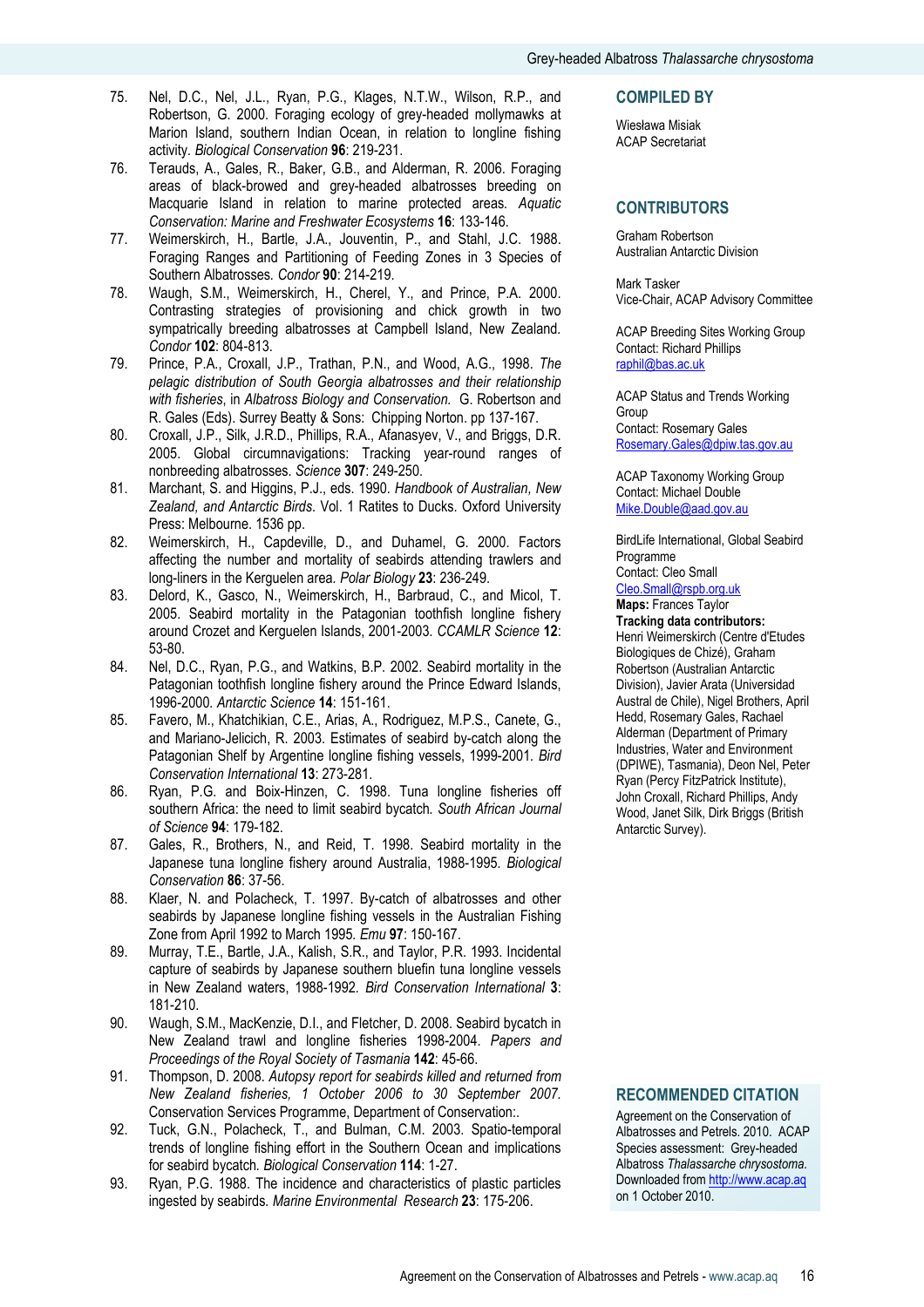75. Nel, D.C., Nel, J.L., Ryan, P.G., Klages, N.T.W., Wilson, R.P., and Robertson, G. 2000. Foraging ecology of grey-headed mollymawks at Marion Island, southern Indian Ocean, in relation to longline fishing activity. *Biological Conservation* **96**: 219-231.
76. Terauds, A., Gales, R., Baker, G.B., and Alderman, R. 2006. Foraging areas of black-browed and grey-headed albatrosses breeding on Macquarie Island in relation to marine protected areas. *Aquatic Conservation: Marine and Freshwater Ecosystems* **16**: 133-146.
77. Weimerskirch, H., Bartle, J.A., Jouventin, P., and Stahl, J.C. 1988. Foraging Ranges and Partitioning of Feeding Zones in 3 Species of Southern Albatrosses. *Condor* **90**: 214-219.
78. Waugh, S.M., Weimerskirch, H., Cherel, Y., and Prince, P.A. 2000. Contrasting strategies of provisioning and chick growth in two sympatrically breeding albatrosses at Campbell Island, New Zealand. *Condor* **102**: 804-813.
79. Prince, P.A., Croxall, J.P., Trathan, P.N., and Wood, A.G., 1998. *The pelagic distribution of South Georgia albatrosses and their relationship with fisheries*, in *Albatross Biology and Conservation.* G. Robertson and R. Gales (Eds). Surrey Beatty & Sons: Chipping Norton. pp 137-167.
80. Croxall, J.P., Silk, J.R.D., Phillips, R.A., Afanasyev, V., and Briggs, D.R. 2005. Global circumnavigations: Tracking year-round ranges of nonbreeding albatrosses. *Science* **307**: 249-250.
81. Marchant, S. and Higgins, P.J., eds. 1990. *Handbook of Australian, New Zealand, and Antarctic Birds*. Vol. 1 Ratites to Ducks. Oxford University Press: Melbourne. 1536 pp.
82. Weimerskirch, H., Capdeville, D., and Duhamel, G. 2000. Factors affecting the number and mortality of seabirds attending trawlers and long-liners in the Kerguelen area. *Polar Biology* **23**: 236-249.
83. Delord, K., Gasco, N., Weimerskirch, H., Barbraud, C., and Micol, T. 2005. Seabird mortality in the Patagonian toothfish longline fishery around Crozet and Kerguelen Islands, 2001-2003. *CCAMLR Science* **12**: 53-80.
84. Nel, D.C., Ryan, P.G., and Watkins, B.P. 2002. Seabird mortality in the Patagonian toothfish longline fishery around the Prince Edward Islands, 1996-2000. *Antarctic Science* **14**: 151-161.
85. Favero, M., Khatchikian, C.E., Arias, A., Rodriguez, M.P.S., Canete, G., and Mariano-Jelicich, R. 2003. Estimates of seabird by-catch along the Patagonian Shelf by Argentine longline fishing vessels, 1999-2001. *Bird Conservation International* **13**: 273-281.
86. Ryan, P.G. and Boix-Hinzen, C. 1998. Tuna longline fisheries off southern Africa: the need to limit seabird bycatch. *South African Journal of Science* **94**: 179-182.
87. Gales, R., Brothers, N., and Reid, T. 1998. Seabird mortality in the Japanese tuna longline fishery around Australia, 1988-1995. *Biological Conservation* **86**: 37-56.
88. Klaer, N. and Polacheck, T. 1997. By-catch of albatrosses and other seabirds by Japanese longline fishing vessels in the Australian Fishing Zone from April 1992 to March 1995. *Emu* **97**: 150-167.
89. Murray, T.E., Bartle, J.A., Kalish, S.R., and Taylor, P.R. 1993. Incidental capture of seabirds by Japanese southern bluefin tuna longline vessels in New Zealand waters, 1988-1992. *Bird Conservation International* **3**: 181-210.
90. Waugh, S.M., MacKenzie, D.I., and Fletcher, D. 2008. Seabird bycatch in New Zealand trawl and longline fisheries 1998-2004. *Papers and Proceedings of the Royal Society of Tasmania* **142**: 45-66.
91. Thompson, D. 2008. *Autopsy report for seabirds killed and returned from New Zealand fisheries, 1 October 2006 to 30 September 2007.* Conservation Services Programme, Department of Conservation:.
92. Tuck, G.N., Polacheck, T., and Bulman, C.M. 2003. Spatio-temporal trends of longline fishing effort in the Southern Ocean and implications for seabird bycatch. *Biological Conservation* **114**: 1-27.
93. Ryan, P.G. 1988. The incidence and characteristics of plastic particles ingested by seabirds. *Marine Environmental Research* **23**: 175-206.

## COMPILED BY

Wiesława Misiak
ACAP Secretariat

## CONTRIBUTORS

Graham Robertson
Australian Antarctic Division

Mark Tasker
Vice-Chair, ACAP Advisory Committee

ACAP Breeding Sites Working Group
Contact: Richard Phillips
raphil@bas.ac.uk

ACAP Status and Trends Working Group
Contact: Rosemary Gales
Rosemary.Gales@dpiw.tas.gov.au

ACAP Taxonomy Working Group
Contact: Michael Double
Mike.Double@aad.gov.au

BirdLife International, Global Seabird Programme
Contact: Cleo Small
Cleo.Small@rspb.org.uk
**Maps:** Frances Taylor
**Tracking data contributors:** Henri Weimerskirch (Centre d'Etudes Biologiques de Chizé), Graham Robertson (Australian Antarctic Division), Javier Arata (Universidad Austral de Chile), Nigel Brothers, April Hedd, Rosemary Gales, Rachael Alderman (Department of Primary Industries, Water and Environment (DPIWE), Tasmania), Deon Nel, Peter Ryan (Percy FitzPatrick Institute), John Croxall, Richard Phillips, Andy Wood, Janet Silk, Dirk Briggs (British Antarctic Survey).

## RECOMMENDED CITATION

Agreement on the Conservation of Albatrosses and Petrels. 2010. ACAP Species assessment: Grey-headed Albatross *Thalassarche chrysostoma*. Downloaded from http://www.acap.aq on 1 October 2010.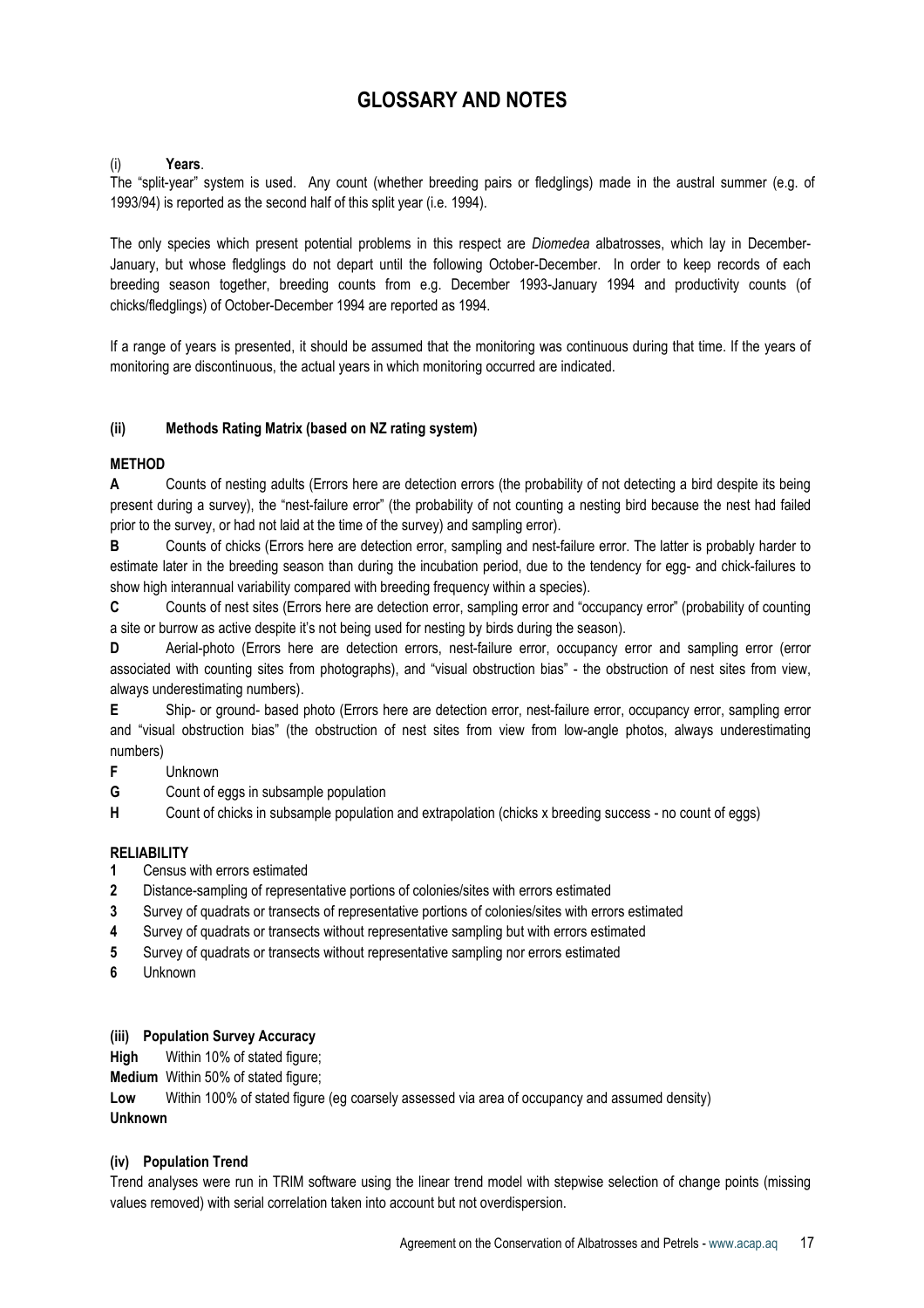# GLOSSARY AND NOTES

(i) **Years**.

The "split-year" system is used. Any count (whether breeding pairs or fledglings) made in the austral summer (e.g. of 1993/94) is reported as the second half of this split year (i.e. 1994).

The only species which present potential problems in this respect are *Diomedea* albatrosses, which lay in December-January, but whose fledglings do not depart until the following October-December. In order to keep records of each breeding season together, breeding counts from e.g. December 1993-January 1994 and productivity counts (of chicks/fledglings) of October-December 1994 are reported as 1994.

If a range of years is presented, it should be assumed that the monitoring was continuous during that time. If the years of monitoring are discontinuous, the actual years in which monitoring occurred are indicated.

**(ii) Methods Rating Matrix (based on NZ rating system)**

**METHOD**

**A** Counts of nesting adults (Errors here are detection errors (the probability of not detecting a bird despite its being present during a survey), the "nest-failure error" (the probability of not counting a nesting bird because the nest had failed prior to the survey, or had not laid at the time of the survey) and sampling error).

**B** Counts of chicks (Errors here are detection error, sampling and nest-failure error. The latter is probably harder to estimate later in the breeding season than during the incubation period, due to the tendency for egg- and chick-failures to show high interannual variability compared with breeding frequency within a species).

**C** Counts of nest sites (Errors here are detection error, sampling error and "occupancy error" (probability of counting a site or burrow as active despite it's not being used for nesting by birds during the season).

**D** Aerial-photo (Errors here are detection errors, nest-failure error, occupancy error and sampling error (error associated with counting sites from photographs), and "visual obstruction bias" - the obstruction of nest sites from view, always underestimating numbers).

**E** Ship- or ground- based photo (Errors here are detection error, nest-failure error, occupancy error, sampling error and "visual obstruction bias" (the obstruction of nest sites from view from low-angle photos, always underestimating numbers)

**F** Unknown

**G** Count of eggs in subsample population

**H** Count of chicks in subsample population and extrapolation (chicks x breeding success - no count of eggs)

**RELIABILITY**

**1** Census with errors estimated

**2** Distance-sampling of representative portions of colonies/sites with errors estimated

**3** Survey of quadrats or transects of representative portions of colonies/sites with errors estimated

**4** Survey of quadrats or transects without representative sampling but with errors estimated

**5** Survey of quadrats or transects without representative sampling nor errors estimated

**6** Unknown

**(iii) Population Survey Accuracy**

**High** Within 10% of stated figure;

**Medium** Within 50% of stated figure;

**Low** Within 100% of stated figure (eg coarsely assessed via area of occupancy and assumed density)

**Unknown**

**(iv) Population Trend**

Trend analyses were run in TRIM software using the linear trend model with stepwise selection of change points (missing values removed) with serial correlation taken into account but not overdispersion.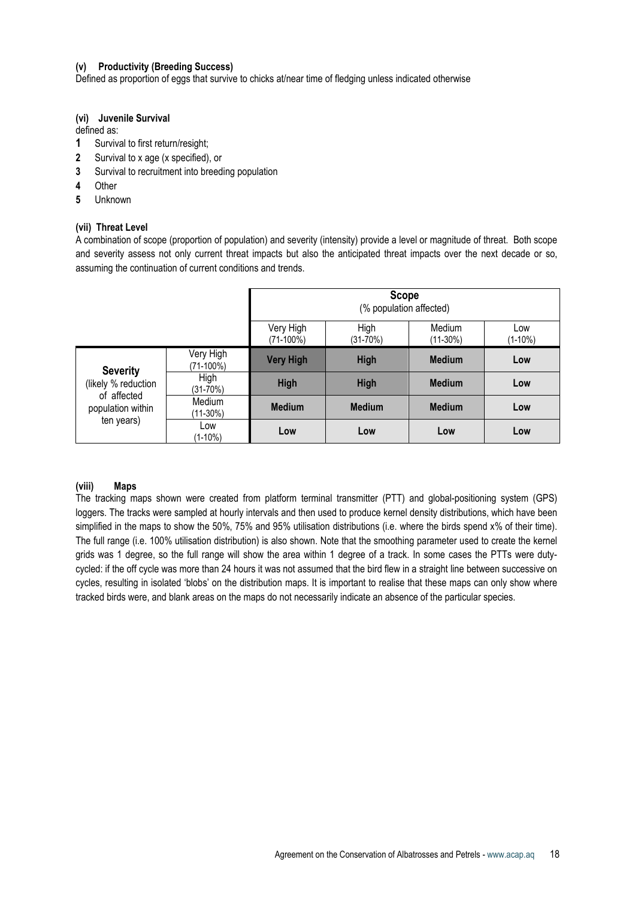### (v) Productivity (Breeding Success)

Defined as proportion of eggs that survive to chicks at/near time of fledging unless indicated otherwise

### (vi) Juvenile Survival

defined as:

1. Survival to first return/resight;
2. Survival to x age (x specified), or
3. Survival to recruitment into breeding population
4. Other
5. Unknown

### (vii) Threat Level

A combination of scope (proportion of population) and severity (intensity) provide a level or magnitude of threat. Both scope and severity assess not only current threat impacts but also the anticipated threat impacts over the next decade or so, assuming the continuation of current conditions and trends.

| | | **Scope** (% population affected) | | | |
|---|---|---|---|---|---|
| | | Very High (71-100%) | High (31-70%) | Medium (11-30%) | Low (1-10%) |
| **Severity** (likely % reduction of affected population within ten years) | Very High (71-100%) | **Very High** | **High** | **Medium** | **Low** |
| | High (31-70%) | **High** | **High** | **Medium** | **Low** |
| | Medium (11-30%) | **Medium** | **Medium** | **Medium** | **Low** |
| | Low (1-10%) | **Low** | **Low** | **Low** | **Low** |

### (viii) Maps

The tracking maps shown were created from platform terminal transmitter (PTT) and global-positioning system (GPS) loggers. The tracks were sampled at hourly intervals and then used to produce kernel density distributions, which have been simplified in the maps to show the 50%, 75% and 95% utilisation distributions (i.e. where the birds spend x% of their time). The full range (i.e. 100% utilisation distribution) is also shown. Note that the smoothing parameter used to create the kernel grids was 1 degree, so the full range will show the area within 1 degree of a track. In some cases the PTTs were duty-cycled: if the off cycle was more than 24 hours it was not assumed that the bird flew in a straight line between successive on cycles, resulting in isolated 'blobs' on the distribution maps. It is important to realise that these maps can only show where tracked birds were, and blank areas on the maps do not necessarily indicate an absence of the particular species.